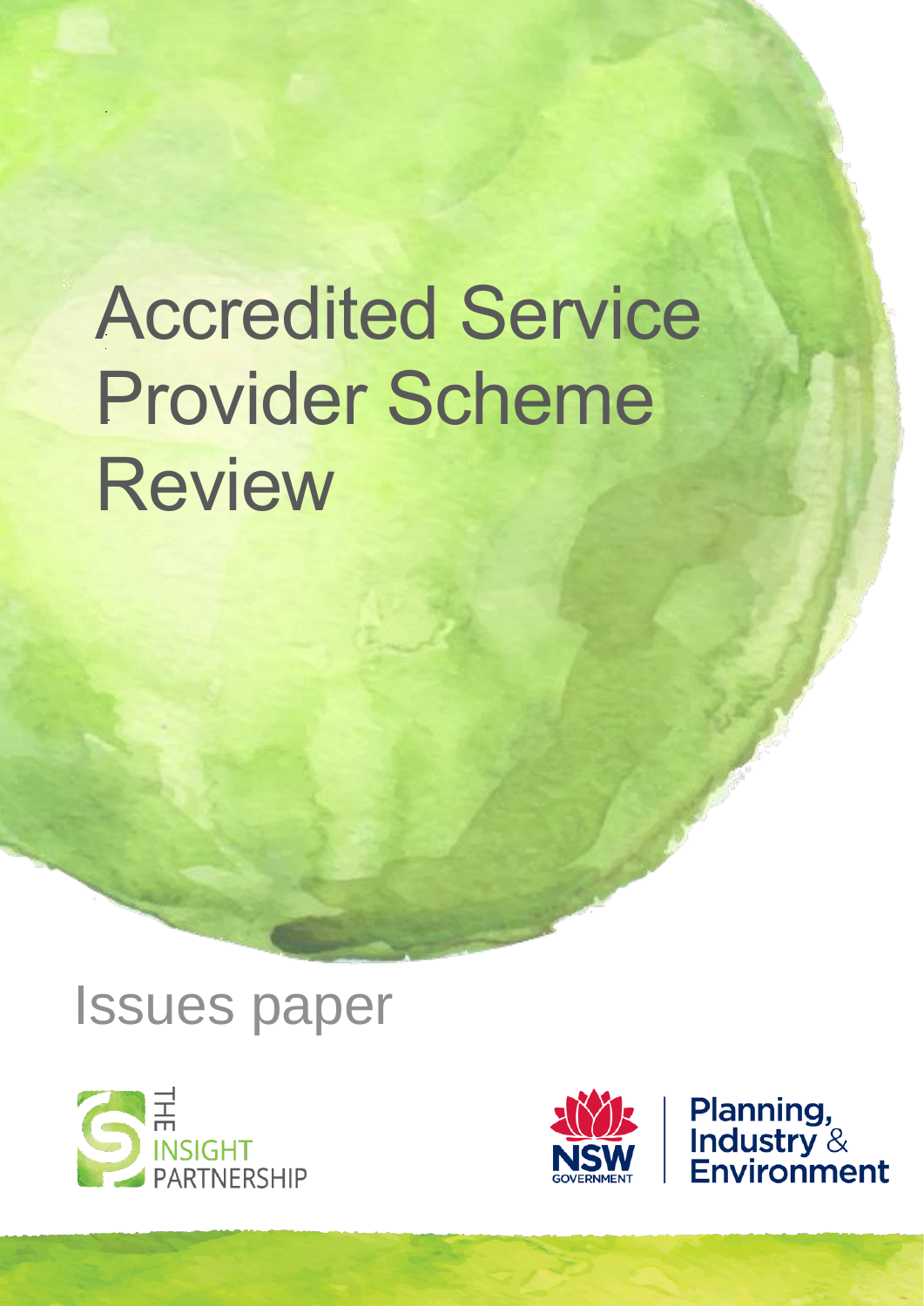# Accredited Service Provider Scheme Review

## Issues paper

THE INSIGHT PARTNERSHIP

NSW GOVERNMENT

Planning, Industry & Environment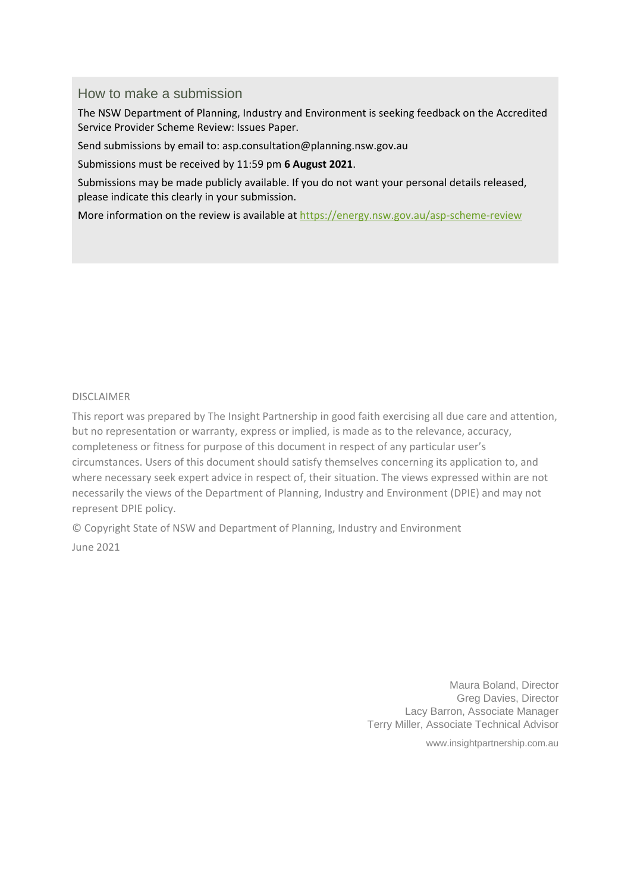## How to make a submission

The NSW Department of Planning, Industry and Environment is seeking feedback on the Accredited Service Provider Scheme Review: Issues Paper.

Send submissions by email to: asp.consultation@planning.nsw.gov.au

Submissions must be received by 11:59 pm **6 August 2021**.

Submissions may be made publicly available. If you do not want your personal details released, please indicate this clearly in your submission.

More information on the review is available at [https://energy.nsw.gov.au/asp-scheme-review](https://energy.nsw.gov.au/asp-scheme-review)

DISCLAIMER

This report was prepared by The Insight Partnership in good faith exercising all due care and attention, but no representation or warranty, express or implied, is made as to the relevance, accuracy, completeness or fitness for purpose of this document in respect of any particular user's circumstances. Users of this document should satisfy themselves concerning its application to, and where necessary seek expert advice in respect of, their situation. The views expressed within are not necessarily the views of the Department of Planning, Industry and Environment (DPIE) and may not represent DPIE policy.

© Copyright State of NSW and Department of Planning, Industry and Environment

June 2021

Maura Boland, Director
Greg Davies, Director
Lacy Barron, Associate Manager
Terry Miller, Associate Technical Advisor

www.insightpartnership.com.au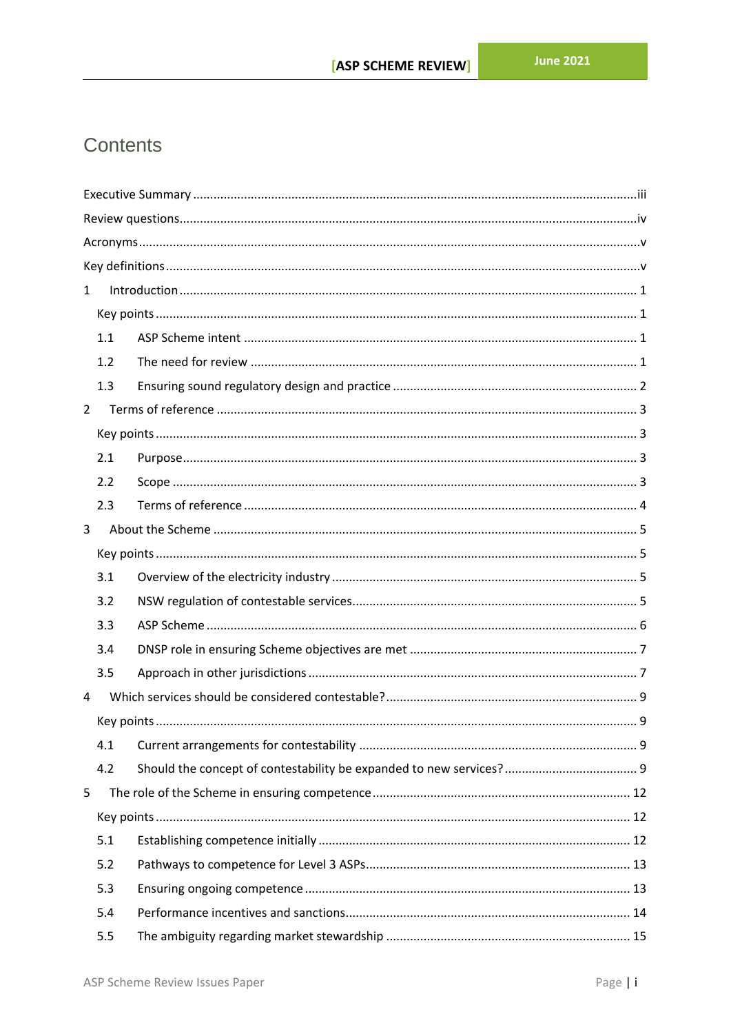# Contents

Executive Summary ... iii
Review questions ... iv
Acronyms ... v
Key definitions ... v
1 Introduction ... 1
  Key points ... 1
  1.1 ASP Scheme intent ... 1
  1.2 The need for review ... 1
  1.3 Ensuring sound regulatory design and practice ... 2
2 Terms of reference ... 3
  Key points ... 3
  2.1 Purpose ... 3
  2.2 Scope ... 3
  2.3 Terms of reference ... 4
3 About the Scheme ... 5
  Key points ... 5
  3.1 Overview of the electricity industry ... 5
  3.2 NSW regulation of contestable services ... 5
  3.3 ASP Scheme ... 6
  3.4 DNSP role in ensuring Scheme objectives are met ... 7
  3.5 Approach in other jurisdictions ... 7
4 Which services should be considered contestable? ... 9
  Key points ... 9
  4.1 Current arrangements for contestability ... 9
  4.2 Should the concept of contestability be expanded to new services? ... 9
5 The role of the Scheme in ensuring competence ... 12
  Key points ... 12
  5.1 Establishing competence initially ... 12
  5.2 Pathways to competence for Level 3 ASPs ... 13
  5.3 Ensuring ongoing competence ... 13
  5.4 Performance incentives and sanctions ... 14
  5.5 The ambiguity regarding market stewardship ... 15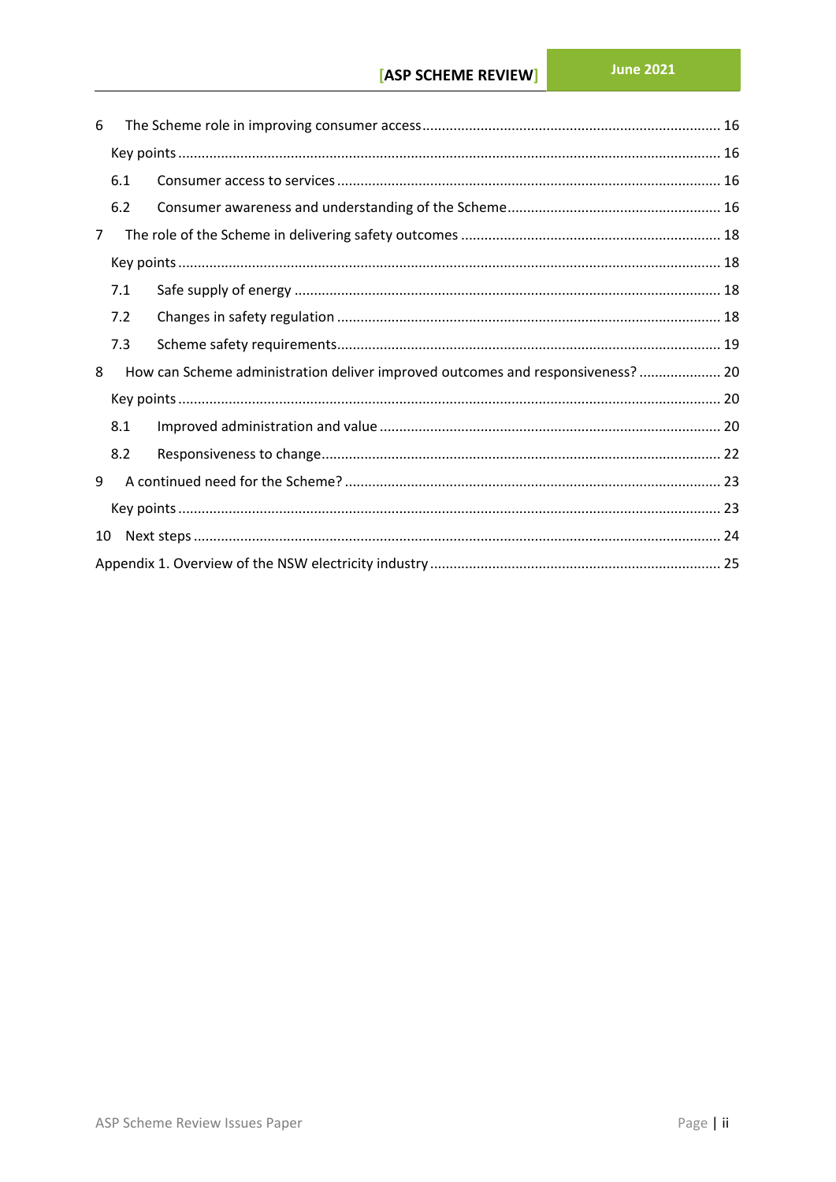6 The Scheme role in improving consumer access ........................................................................... 16

Key points ......................................................................................................................................... 16

6.1 Consumer access to services ................................................................................................. 16

6.2 Consumer awareness and understanding of the Scheme ...................................................... 16

7 The role of the Scheme in delivering safety outcomes .................................................................. 18

Key points ......................................................................................................................................... 18

7.1 Safe supply of energy ............................................................................................................ 18

7.2 Changes in safety regulation ................................................................................................. 18

7.3 Scheme safety requirements ................................................................................................. 19

8 How can Scheme administration deliver improved outcomes and responsiveness? ..................... 20

Key points ......................................................................................................................................... 20

8.1 Improved administration and value ...................................................................................... 20

8.2 Responsiveness to change ..................................................................................................... 22

9 A continued need for the Scheme? ................................................................................................ 23

Key points ......................................................................................................................................... 23

10 Next steps ...................................................................................................................................... 24

Appendix 1. Overview of the NSW electricity industry ......................................................................... 25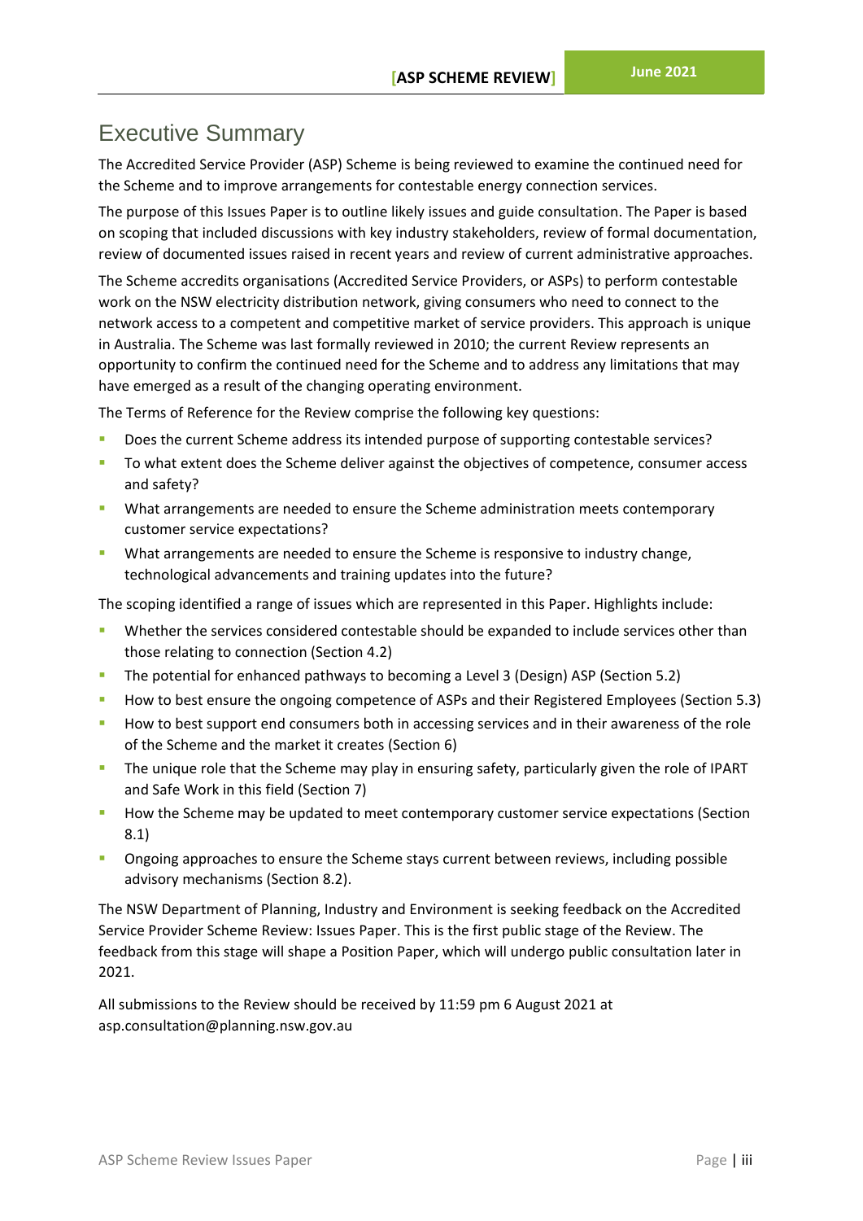# Executive Summary

The Accredited Service Provider (ASP) Scheme is being reviewed to examine the continued need for the Scheme and to improve arrangements for contestable energy connection services.

The purpose of this Issues Paper is to outline likely issues and guide consultation. The Paper is based on scoping that included discussions with key industry stakeholders, review of formal documentation, review of documented issues raised in recent years and review of current administrative approaches.

The Scheme accredits organisations (Accredited Service Providers, or ASPs) to perform contestable work on the NSW electricity distribution network, giving consumers who need to connect to the network access to a competent and competitive market of service providers. This approach is unique in Australia. The Scheme was last formally reviewed in 2010; the current Review represents an opportunity to confirm the continued need for the Scheme and to address any limitations that may have emerged as a result of the changing operating environment.

The Terms of Reference for the Review comprise the following key questions:

- Does the current Scheme address its intended purpose of supporting contestable services?
- To what extent does the Scheme deliver against the objectives of competence, consumer access and safety?
- What arrangements are needed to ensure the Scheme administration meets contemporary customer service expectations?
- What arrangements are needed to ensure the Scheme is responsive to industry change, technological advancements and training updates into the future?

The scoping identified a range of issues which are represented in this Paper. Highlights include:

- Whether the services considered contestable should be expanded to include services other than those relating to connection (Section 4.2)
- The potential for enhanced pathways to becoming a Level 3 (Design) ASP (Section 5.2)
- How to best ensure the ongoing competence of ASPs and their Registered Employees (Section 5.3)
- How to best support end consumers both in accessing services and in their awareness of the role of the Scheme and the market it creates (Section 6)
- The unique role that the Scheme may play in ensuring safety, particularly given the role of IPART and Safe Work in this field (Section 7)
- How the Scheme may be updated to meet contemporary customer service expectations (Section 8.1)
- Ongoing approaches to ensure the Scheme stays current between reviews, including possible advisory mechanisms (Section 8.2).

The NSW Department of Planning, Industry and Environment is seeking feedback on the Accredited Service Provider Scheme Review: Issues Paper. This is the first public stage of the Review. The feedback from this stage will shape a Position Paper, which will undergo public consultation later in 2021.

All submissions to the Review should be received by 11:59 pm 6 August 2021 at asp.consultation@planning.nsw.gov.au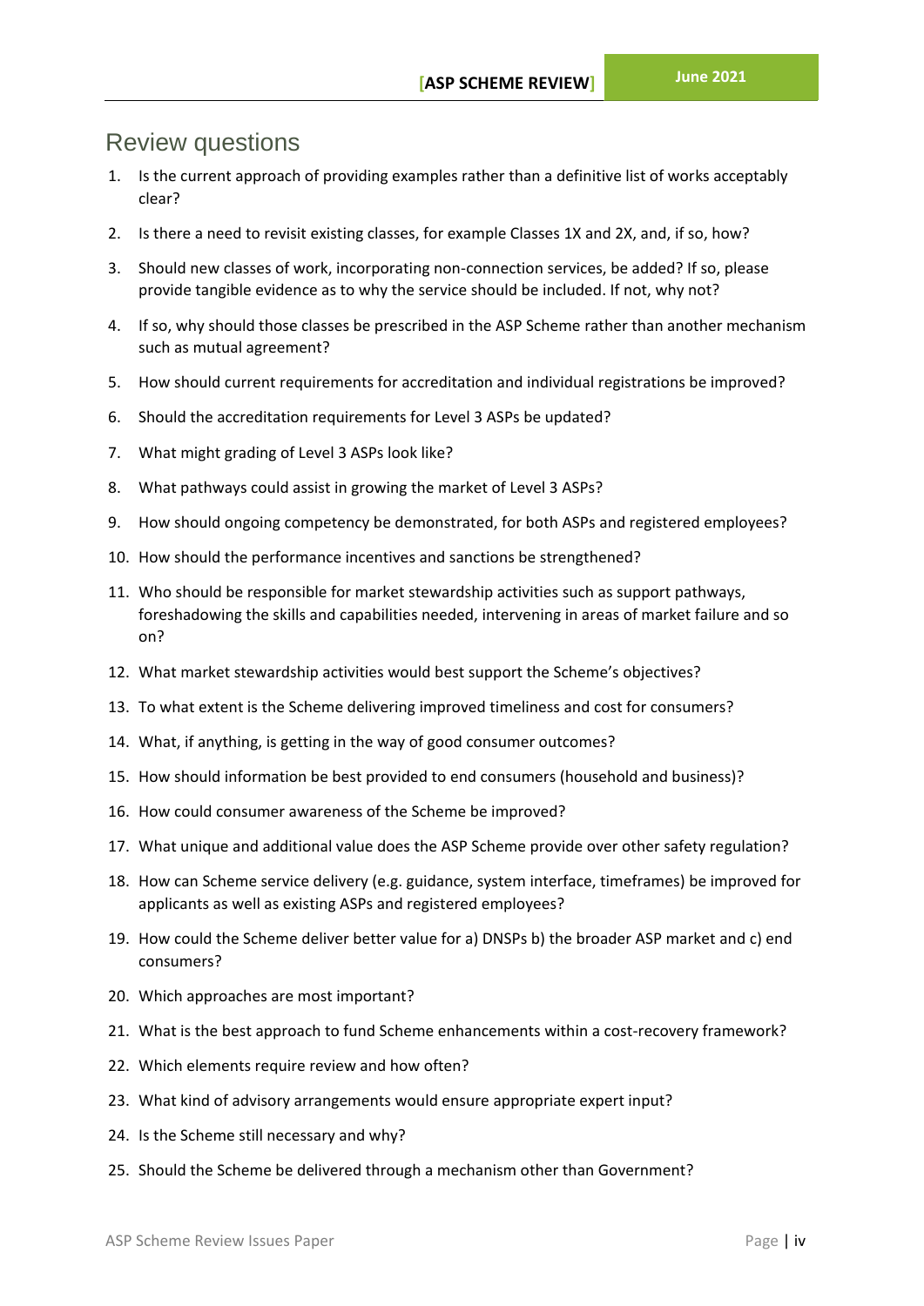## Review questions

1. Is the current approach of providing examples rather than a definitive list of works acceptably clear?
2. Is there a need to revisit existing classes, for example Classes 1X and 2X, and, if so, how?
3. Should new classes of work, incorporating non-connection services, be added? If so, please provide tangible evidence as to why the service should be included. If not, why not?
4. If so, why should those classes be prescribed in the ASP Scheme rather than another mechanism such as mutual agreement?
5. How should current requirements for accreditation and individual registrations be improved?
6. Should the accreditation requirements for Level 3 ASPs be updated?
7. What might grading of Level 3 ASPs look like?
8. What pathways could assist in growing the market of Level 3 ASPs?
9. How should ongoing competency be demonstrated, for both ASPs and registered employees?
10. How should the performance incentives and sanctions be strengthened?
11. Who should be responsible for market stewardship activities such as support pathways, foreshadowing the skills and capabilities needed, intervening in areas of market failure and so on?
12. What market stewardship activities would best support the Scheme's objectives?
13. To what extent is the Scheme delivering improved timeliness and cost for consumers?
14. What, if anything, is getting in the way of good consumer outcomes?
15. How should information be best provided to end consumers (household and business)?
16. How could consumer awareness of the Scheme be improved?
17. What unique and additional value does the ASP Scheme provide over other safety regulation?
18. How can Scheme service delivery (e.g. guidance, system interface, timeframes) be improved for applicants as well as existing ASPs and registered employees?
19. How could the Scheme deliver better value for a) DNSPs b) the broader ASP market and c) end consumers?
20. Which approaches are most important?
21. What is the best approach to fund Scheme enhancements within a cost-recovery framework?
22. Which elements require review and how often?
23. What kind of advisory arrangements would ensure appropriate expert input?
24. Is the Scheme still necessary and why?
25. Should the Scheme be delivered through a mechanism other than Government?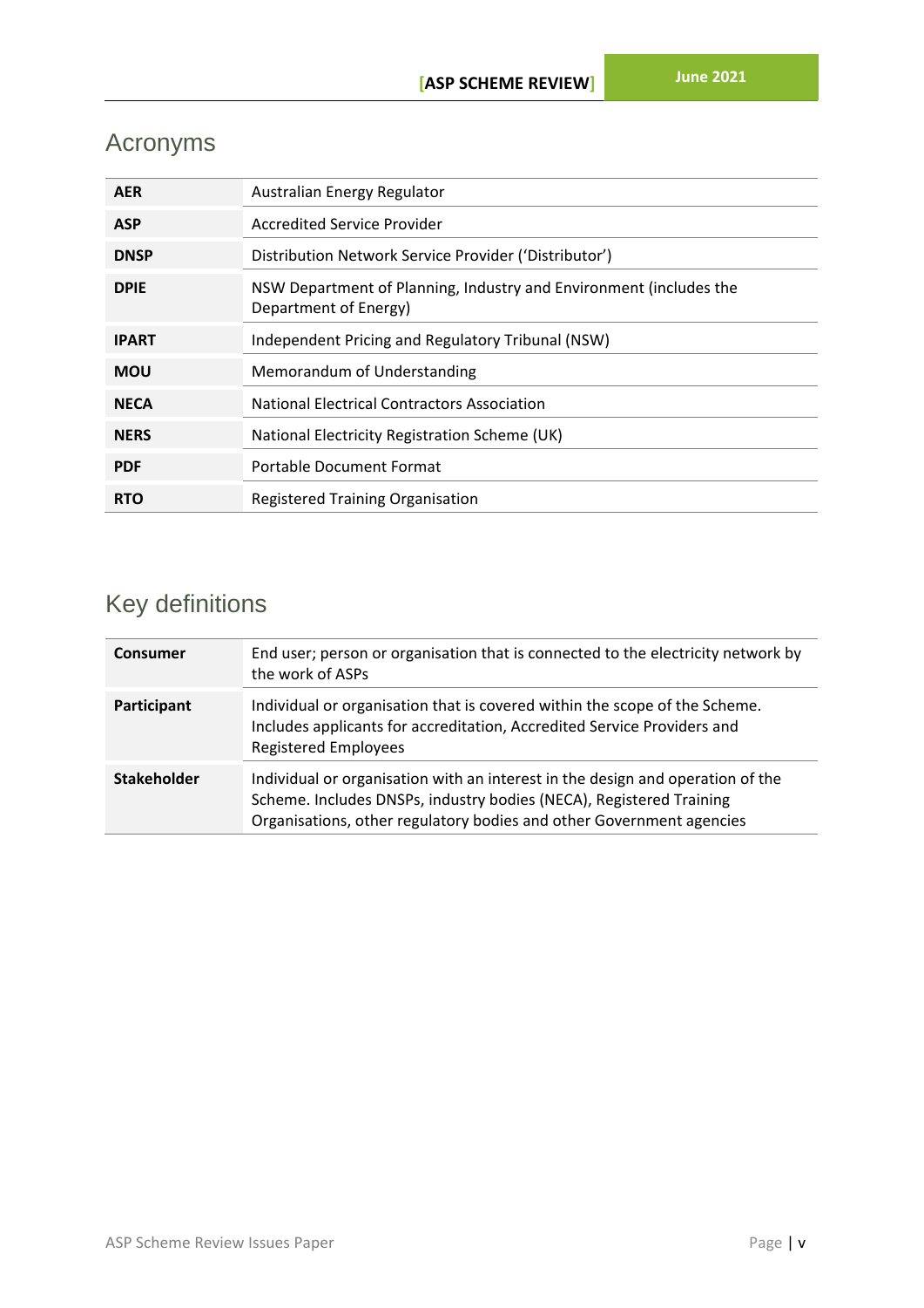## Acronyms

| | |
|---|---|
| **AER** | Australian Energy Regulator |
| **ASP** | Accredited Service Provider |
| **DNSP** | Distribution Network Service Provider ('Distributor') |
| **DPIE** | NSW Department of Planning, Industry and Environment (includes the Department of Energy) |
| **IPART** | Independent Pricing and Regulatory Tribunal (NSW) |
| **MOU** | Memorandum of Understanding |
| **NECA** | National Electrical Contractors Association |
| **NERS** | National Electricity Registration Scheme (UK) |
| **PDF** | Portable Document Format |
| **RTO** | Registered Training Organisation |

## Key definitions

| | |
|---|---|
| **Consumer** | End user; person or organisation that is connected to the electricity network by the work of ASPs |
| **Participant** | Individual or organisation that is covered within the scope of the Scheme. Includes applicants for accreditation, Accredited Service Providers and Registered Employees |
| **Stakeholder** | Individual or organisation with an interest in the design and operation of the Scheme. Includes DNSPs, industry bodies (NECA), Registered Training Organisations, other regulatory bodies and other Government agencies |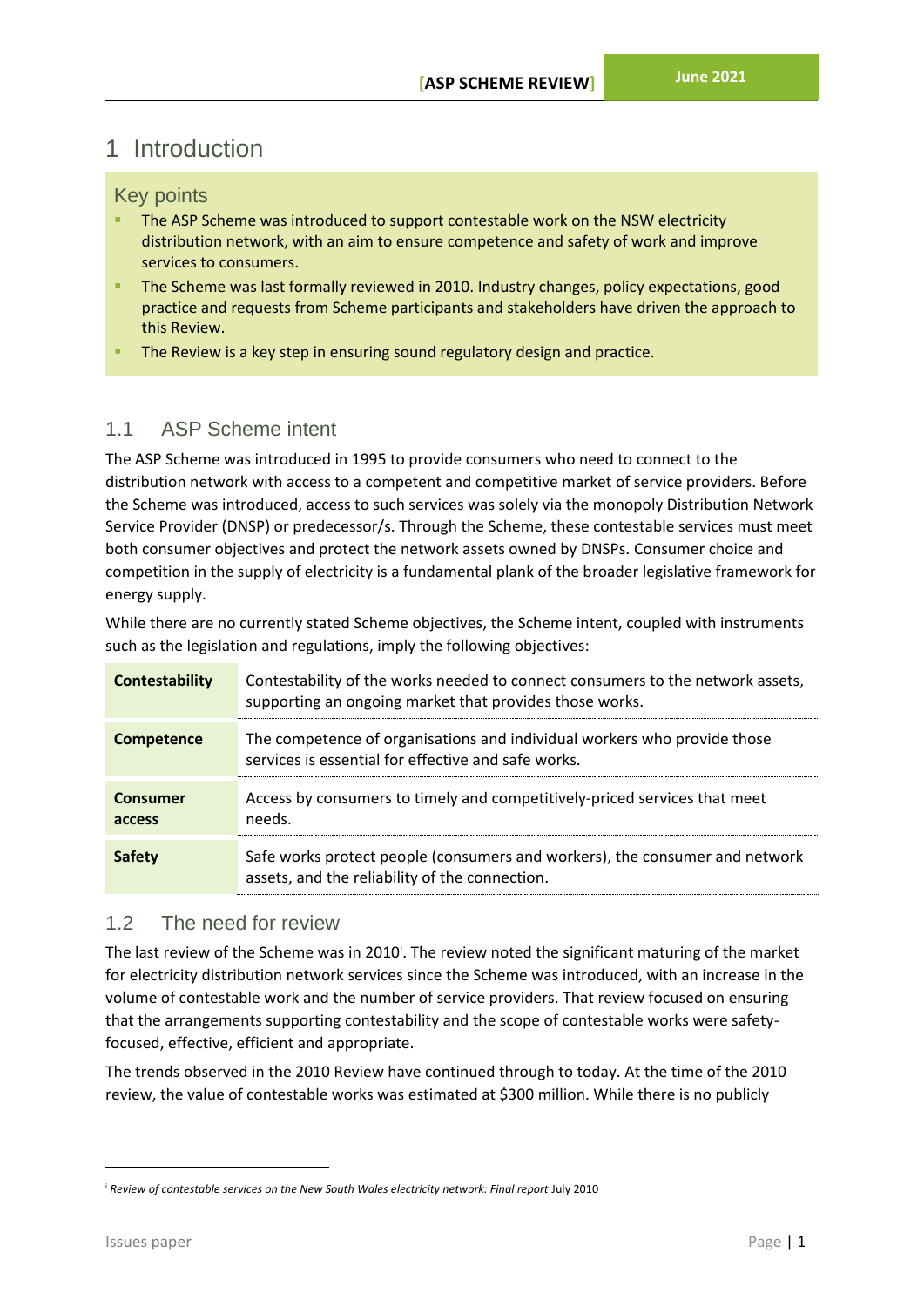# 1 Introduction

## Key points

- The ASP Scheme was introduced to support contestable work on the NSW electricity distribution network, with an aim to ensure competence and safety of work and improve services to consumers.
- The Scheme was last formally reviewed in 2010. Industry changes, policy expectations, good practice and requests from Scheme participants and stakeholders have driven the approach to this Review.
- The Review is a key step in ensuring sound regulatory design and practice.

## 1.1 ASP Scheme intent

The ASP Scheme was introduced in 1995 to provide consumers who need to connect to the distribution network with access to a competent and competitive market of service providers. Before the Scheme was introduced, access to such services was solely via the monopoly Distribution Network Service Provider (DNSP) or predecessor/s. Through the Scheme, these contestable services must meet both consumer objectives and protect the network assets owned by DNSPs. Consumer choice and competition in the supply of electricity is a fundamental plank of the broader legislative framework for energy supply.

While there are no currently stated Scheme objectives, the Scheme intent, coupled with instruments such as the legislation and regulations, imply the following objectives:

| | |
|---|---|
| **Contestability** | Contestability of the works needed to connect consumers to the network assets, supporting an ongoing market that provides those works. |
| **Competence** | The competence of organisations and individual workers who provide those services is essential for effective and safe works. |
| **Consumer access** | Access by consumers to timely and competitively-priced services that meet needs. |
| **Safety** | Safe works protect people (consumers and workers), the consumer and network assets, and the reliability of the connection. |

## 1.2 The need for review

The last review of the Scheme was in 2010[i]. The review noted the significant maturing of the market for electricity distribution network services since the Scheme was introduced, with an increase in the volume of contestable work and the number of service providers. That review focused on ensuring that the arrangements supporting contestability and the scope of contestable works were safety-focused, effective, efficient and appropriate.

The trends observed in the 2010 Review have continued through to today. At the time of the 2010 review, the value of contestable works was estimated at $300 million. While there is no publicly

[i] *Review of contestable services on the New South Wales electricity network: Final report* July 2010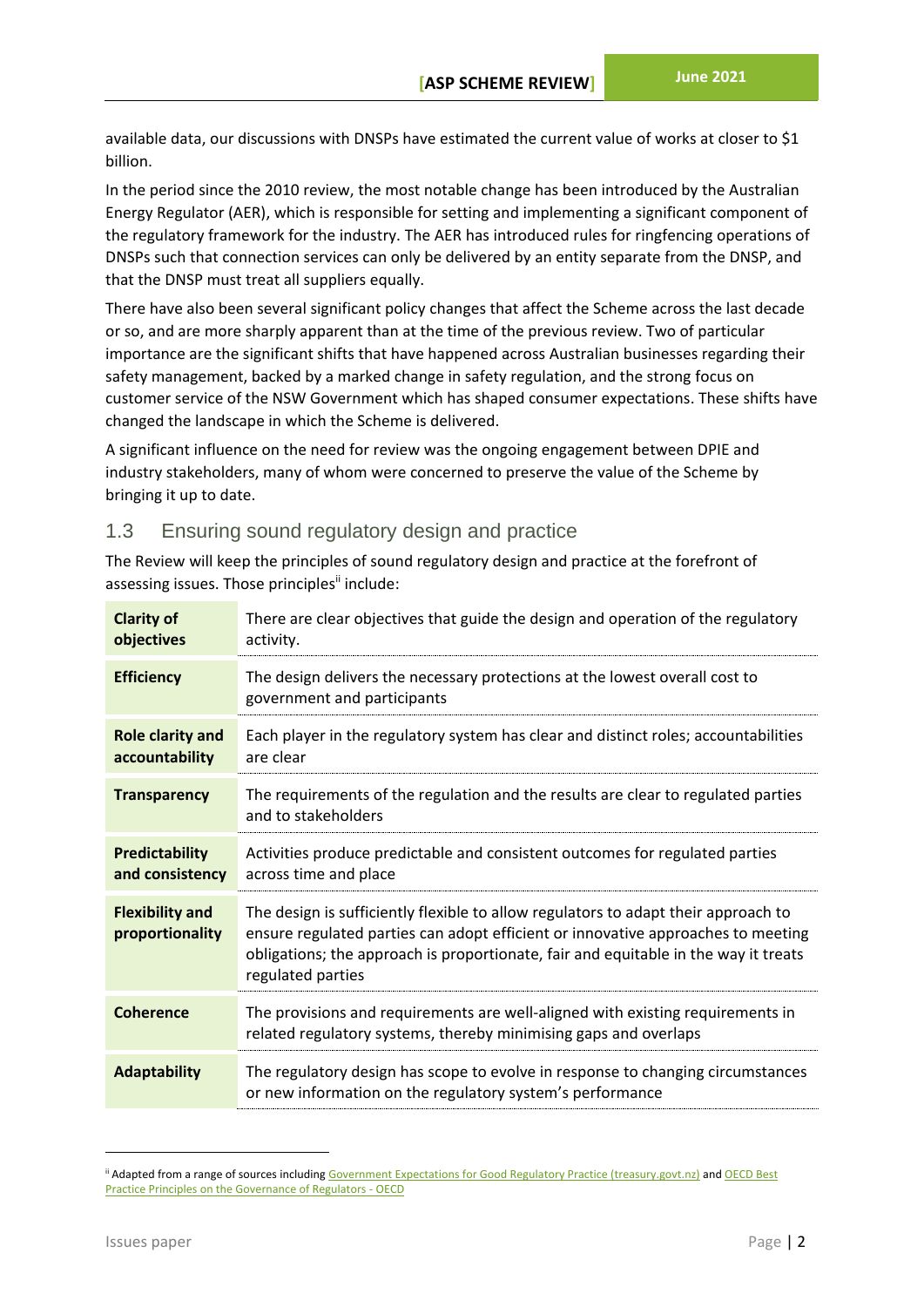available data, our discussions with DNSPs have estimated the current value of works at closer to $1 billion.

In the period since the 2010 review, the most notable change has been introduced by the Australian Energy Regulator (AER), which is responsible for setting and implementing a significant component of the regulatory framework for the industry. The AER has introduced rules for ringfencing operations of DNSPs such that connection services can only be delivered by an entity separate from the DNSP, and that the DNSP must treat all suppliers equally.

There have also been several significant policy changes that affect the Scheme across the last decade or so, and are more sharply apparent than at the time of the previous review. Two of particular importance are the significant shifts that have happened across Australian businesses regarding their safety management, backed by a marked change in safety regulation, and the strong focus on customer service of the NSW Government which has shaped consumer expectations. These shifts have changed the landscape in which the Scheme is delivered.

A significant influence on the need for review was the ongoing engagement between DPIE and industry stakeholders, many of whom were concerned to preserve the value of the Scheme by bringing it up to date.

## 1.3 Ensuring sound regulatory design and practice

The Review will keep the principles of sound regulatory design and practice at the forefront of assessing issues. Those principles[ii] include:

| | |
|---|---|
| **Clarity of objectives** | There are clear objectives that guide the design and operation of the regulatory activity. |
| **Efficiency** | The design delivers the necessary protections at the lowest overall cost to government and participants |
| **Role clarity and accountability** | Each player in the regulatory system has clear and distinct roles; accountabilities are clear |
| **Transparency** | The requirements of the regulation and the results are clear to regulated parties and to stakeholders |
| **Predictability and consistency** | Activities produce predictable and consistent outcomes for regulated parties across time and place |
| **Flexibility and proportionality** | The design is sufficiently flexible to allow regulators to adapt their approach to ensure regulated parties can adopt efficient or innovative approaches to meeting obligations; the approach is proportionate, fair and equitable in the way it treats regulated parties |
| **Coherence** | The provisions and requirements are well-aligned with existing requirements in related regulatory systems, thereby minimising gaps and overlaps |
| **Adaptability** | The regulatory design has scope to evolve in response to changing circumstances or new information on the regulatory system's performance |

[ii] Adapted from a range of sources including Government Expectations for Good Regulatory Practice (treasury.govt.nz) and OECD Best Practice Principles on the Governance of Regulators - OECD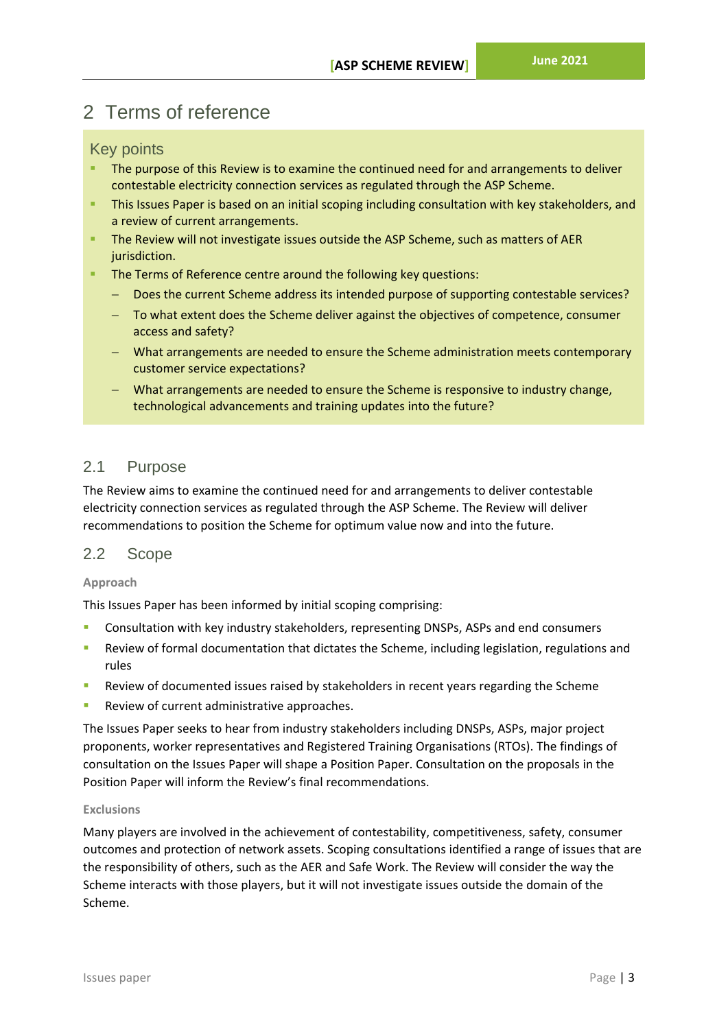# 2 Terms of reference

## Key points

- The purpose of this Review is to examine the continued need for and arrangements to deliver contestable electricity connection services as regulated through the ASP Scheme.
- This Issues Paper is based on an initial scoping including consultation with key stakeholders, and a review of current arrangements.
- The Review will not investigate issues outside the ASP Scheme, such as matters of AER jurisdiction.
- The Terms of Reference centre around the following key questions:
  - Does the current Scheme address its intended purpose of supporting contestable services?
  - To what extent does the Scheme deliver against the objectives of competence, consumer access and safety?
  - What arrangements are needed to ensure the Scheme administration meets contemporary customer service expectations?
  - What arrangements are needed to ensure the Scheme is responsive to industry change, technological advancements and training updates into the future?

## 2.1 Purpose

The Review aims to examine the continued need for and arrangements to deliver contestable electricity connection services as regulated through the ASP Scheme. The Review will deliver recommendations to position the Scheme for optimum value now and into the future.

## 2.2 Scope

### Approach

This Issues Paper has been informed by initial scoping comprising:

- Consultation with key industry stakeholders, representing DNSPs, ASPs and end consumers
- Review of formal documentation that dictates the Scheme, including legislation, regulations and rules
- Review of documented issues raised by stakeholders in recent years regarding the Scheme
- Review of current administrative approaches.

The Issues Paper seeks to hear from industry stakeholders including DNSPs, ASPs, major project proponents, worker representatives and Registered Training Organisations (RTOs). The findings of consultation on the Issues Paper will shape a Position Paper. Consultation on the proposals in the Position Paper will inform the Review's final recommendations.

### Exclusions

Many players are involved in the achievement of contestability, competitiveness, safety, consumer outcomes and protection of network assets. Scoping consultations identified a range of issues that are the responsibility of others, such as the AER and Safe Work. The Review will consider the way the Scheme interacts with those players, but it will not investigate issues outside the domain of the Scheme.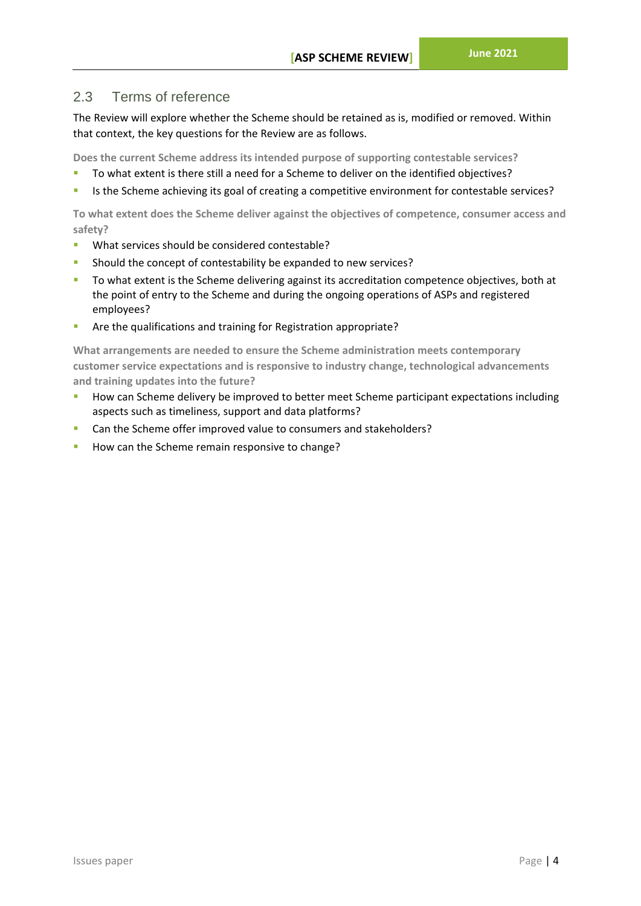## 2.3 Terms of reference

The Review will explore whether the Scheme should be retained as is, modified or removed. Within that context, the key questions for the Review are as follows.

**Does the current Scheme address its intended purpose of supporting contestable services?**

- To what extent is there still a need for a Scheme to deliver on the identified objectives?
- Is the Scheme achieving its goal of creating a competitive environment for contestable services?

**To what extent does the Scheme deliver against the objectives of competence, consumer access and safety?**

- What services should be considered contestable?
- Should the concept of contestability be expanded to new services?
- To what extent is the Scheme delivering against its accreditation competence objectives, both at the point of entry to the Scheme and during the ongoing operations of ASPs and registered employees?
- Are the qualifications and training for Registration appropriate?

**What arrangements are needed to ensure the Scheme administration meets contemporary customer service expectations and is responsive to industry change, technological advancements and training updates into the future?**

- How can Scheme delivery be improved to better meet Scheme participant expectations including aspects such as timeliness, support and data platforms?
- Can the Scheme offer improved value to consumers and stakeholders?
- How can the Scheme remain responsive to change?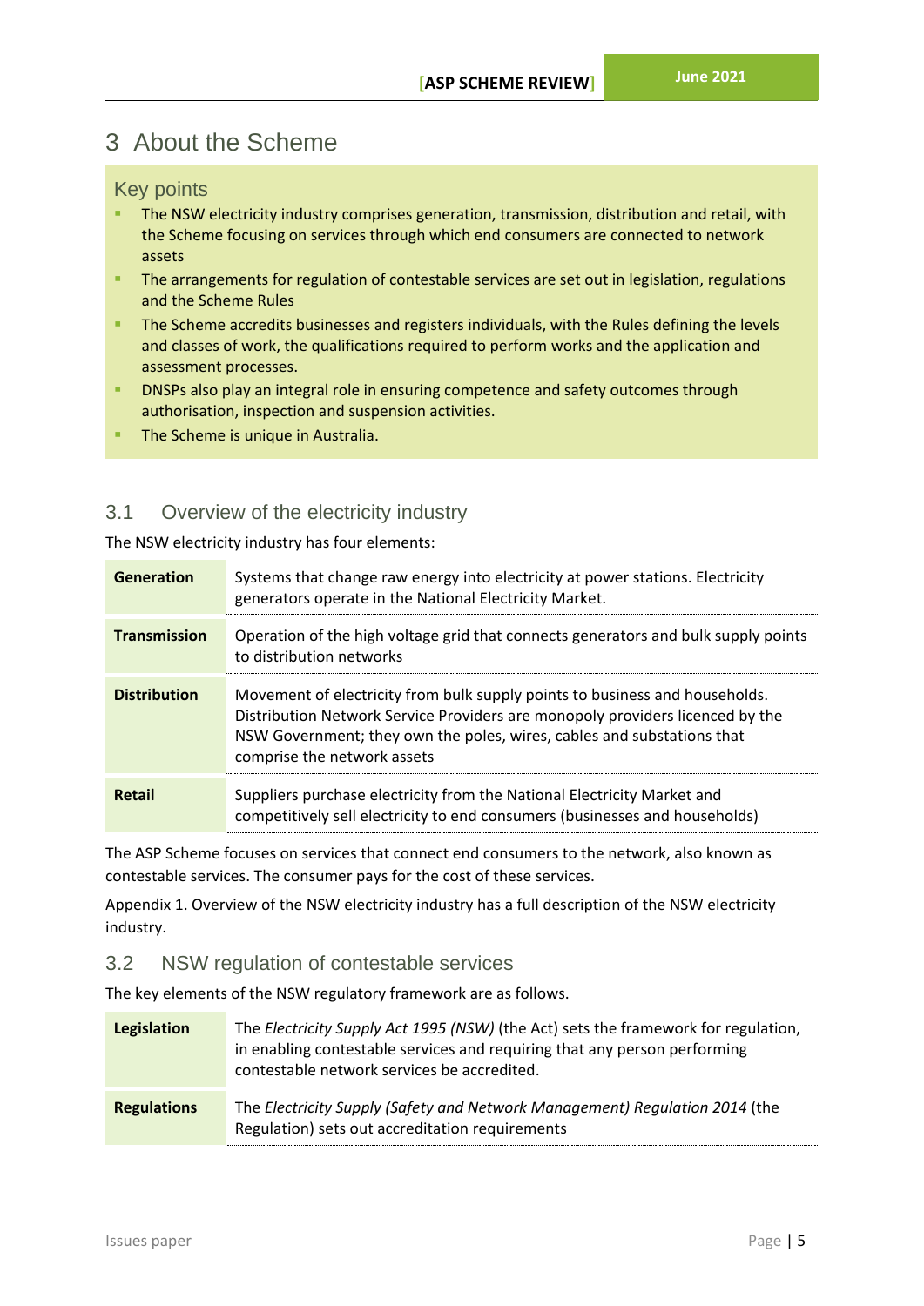# 3 About the Scheme

## Key points

- The NSW electricity industry comprises generation, transmission, distribution and retail, with the Scheme focusing on services through which end consumers are connected to network assets
- The arrangements for regulation of contestable services are set out in legislation, regulations and the Scheme Rules
- The Scheme accredits businesses and registers individuals, with the Rules defining the levels and classes of work, the qualifications required to perform works and the application and assessment processes.
- DNSPs also play an integral role in ensuring competence and safety outcomes through authorisation, inspection and suspension activities.
- The Scheme is unique in Australia.

## 3.1 Overview of the electricity industry

The NSW electricity industry has four elements:

| | |
|---|---|
| **Generation** | Systems that change raw energy into electricity at power stations. Electricity generators operate in the National Electricity Market. |
| **Transmission** | Operation of the high voltage grid that connects generators and bulk supply points to distribution networks |
| **Distribution** | Movement of electricity from bulk supply points to business and households. Distribution Network Service Providers are monopoly providers licenced by the NSW Government; they own the poles, wires, cables and substations that comprise the network assets |
| **Retail** | Suppliers purchase electricity from the National Electricity Market and competitively sell electricity to end consumers (businesses and households) |

The ASP Scheme focuses on services that connect end consumers to the network, also known as contestable services. The consumer pays for the cost of these services.

Appendix 1. Overview of the NSW electricity industry has a full description of the NSW electricity industry.

## 3.2 NSW regulation of contestable services

The key elements of the NSW regulatory framework are as follows.

| | |
|---|---|
| **Legislation** | The *Electricity Supply Act 1995 (NSW)* (the Act) sets the framework for regulation, in enabling contestable services and requiring that any person performing contestable network services be accredited. |
| **Regulations** | The *Electricity Supply (Safety and Network Management) Regulation 2014* (the Regulation) sets out accreditation requirements |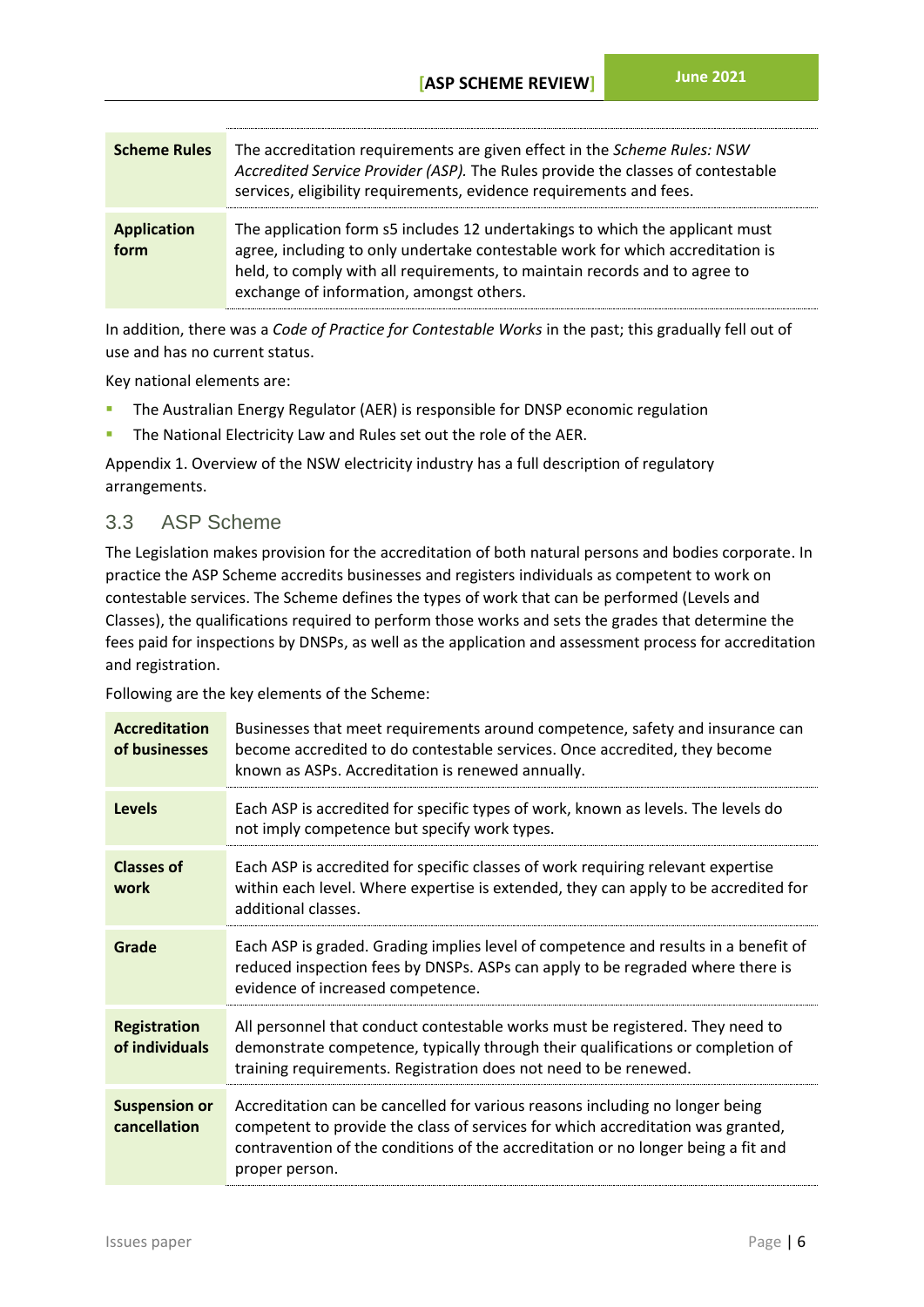| | |
|---|---|
| **Scheme Rules** | The accreditation requirements are given effect in the *Scheme Rules: NSW Accredited Service Provider (ASP).* The Rules provide the classes of contestable services, eligibility requirements, evidence requirements and fees. |
| **Application form** | The application form s5 includes 12 undertakings to which the applicant must agree, including to only undertake contestable work for which accreditation is held, to comply with all requirements, to maintain records and to agree to exchange of information, amongst others. |

In addition, there was a *Code of Practice for Contestable Works* in the past; this gradually fell out of use and has no current status.

Key national elements are:

- The Australian Energy Regulator (AER) is responsible for DNSP economic regulation
- The National Electricity Law and Rules set out the role of the AER.

Appendix 1. Overview of the NSW electricity industry has a full description of regulatory arrangements.

## 3.3 ASP Scheme

The Legislation makes provision for the accreditation of both natural persons and bodies corporate. In practice the ASP Scheme accredits businesses and registers individuals as competent to work on contestable services. The Scheme defines the types of work that can be performed (Levels and Classes), the qualifications required to perform those works and sets the grades that determine the fees paid for inspections by DNSPs, as well as the application and assessment process for accreditation and registration.

Following are the key elements of the Scheme:

| | |
|---|---|
| **Accreditation of businesses** | Businesses that meet requirements around competence, safety and insurance can become accredited to do contestable services. Once accredited, they become known as ASPs. Accreditation is renewed annually. |
| **Levels** | Each ASP is accredited for specific types of work, known as levels. The levels do not imply competence but specify work types. |
| **Classes of work** | Each ASP is accredited for specific classes of work requiring relevant expertise within each level. Where expertise is extended, they can apply to be accredited for additional classes. |
| **Grade** | Each ASP is graded. Grading implies level of competence and results in a benefit of reduced inspection fees by DNSPs. ASPs can apply to be regraded where there is evidence of increased competence. |
| **Registration of individuals** | All personnel that conduct contestable works must be registered. They need to demonstrate competence, typically through their qualifications or completion of training requirements. Registration does not need to be renewed. |
| **Suspension or cancellation** | Accreditation can be cancelled for various reasons including no longer being competent to provide the class of services for which accreditation was granted, contravention of the conditions of the accreditation or no longer being a fit and proper person. |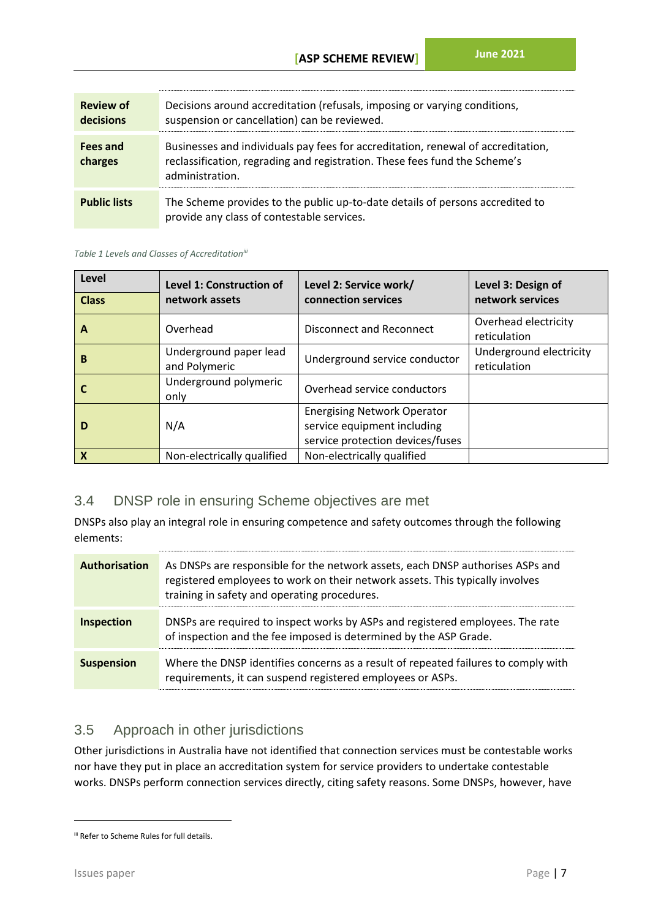| | |
|---|---|
| **Review of decisions** | Decisions around accreditation (refusals, imposing or varying conditions, suspension or cancellation) can be reviewed. |
| **Fees and charges** | Businesses and individuals pay fees for accreditation, renewal of accreditation, reclassification, regrading and registration. These fees fund the Scheme's administration. |
| **Public lists** | The Scheme provides to the public up-to-date details of persons accredited to provide any class of contestable services. |

*Table 1 Levels and Classes of Accreditation*[iii]

| Level / Class | Level 1: Construction of network assets | Level 2: Service work/ connection services | Level 3: Design of network services |
|---|---|---|---|
| **A** | Overhead | Disconnect and Reconnect | Overhead electricity reticulation |
| **B** | Underground paper lead and Polymeric | Underground service conductor | Underground electricity reticulation |
| **C** | Underground polymeric only | Overhead service conductors | |
| **D** | N/A | Energising Network Operator service equipment including service protection devices/fuses | |
| **X** | Non-electrically qualified | Non-electrically qualified | |

## 3.4 DNSP role in ensuring Scheme objectives are met

DNSPs also play an integral role in ensuring competence and safety outcomes through the following elements:

| | |
|---|---|
| **Authorisation** | As DNSPs are responsible for the network assets, each DNSP authorises ASPs and registered employees to work on their network assets. This typically involves training in safety and operating procedures. |
| **Inspection** | DNSPs are required to inspect works by ASPs and registered employees. The rate of inspection and the fee imposed is determined by the ASP Grade. |
| **Suspension** | Where the DNSP identifies concerns as a result of repeated failures to comply with requirements, it can suspend registered employees or ASPs. |

## 3.5 Approach in other jurisdictions

Other jurisdictions in Australia have not identified that connection services must be contestable works nor have they put in place an accreditation system for service providers to undertake contestable works. DNSPs perform connection services directly, citing safety reasons. Some DNSPs, however, have

[iii] Refer to Scheme Rules for full details.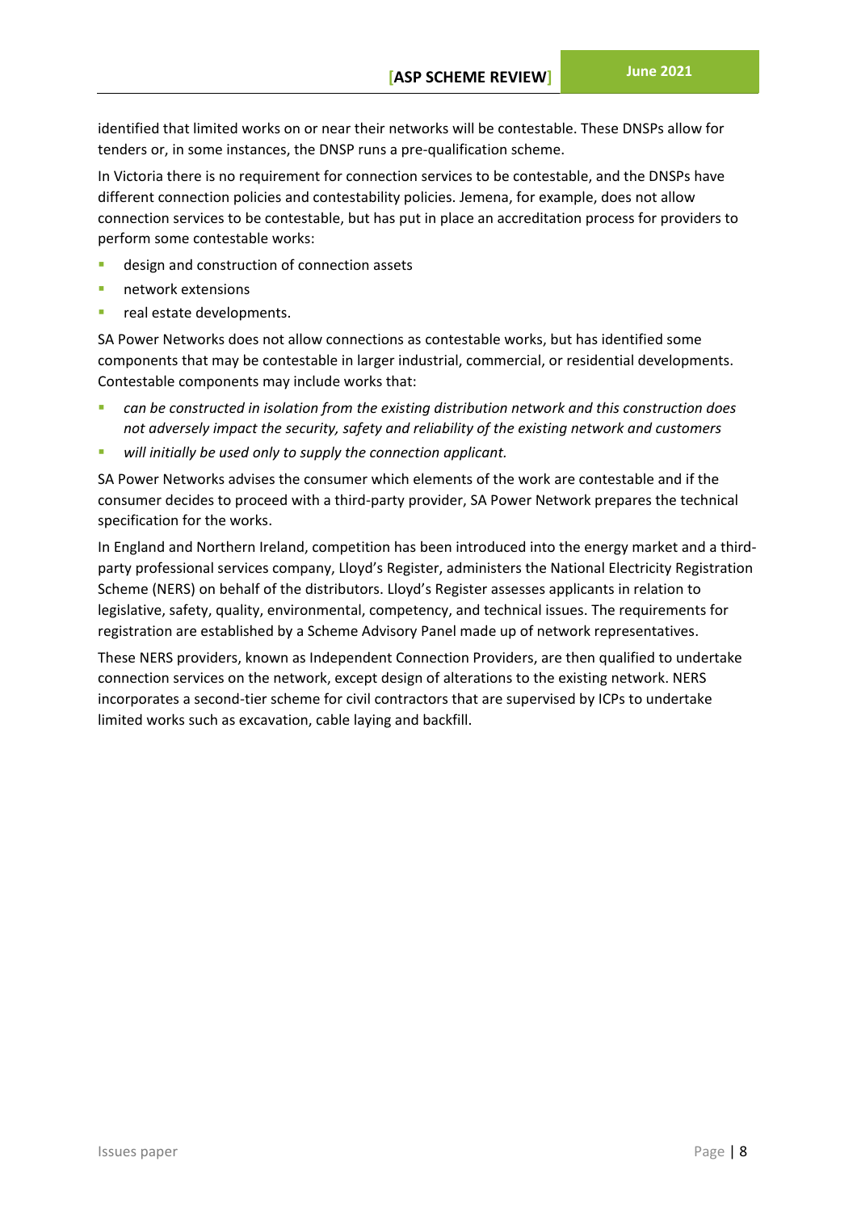identified that limited works on or near their networks will be contestable. These DNSPs allow for tenders or, in some instances, the DNSP runs a pre-qualification scheme.

In Victoria there is no requirement for connection services to be contestable, and the DNSPs have different connection policies and contestability policies. Jemena, for example, does not allow connection services to be contestable, but has put in place an accreditation process for providers to perform some contestable works:

- design and construction of connection assets
- network extensions
- real estate developments.

SA Power Networks does not allow connections as contestable works, but has identified some components that may be contestable in larger industrial, commercial, or residential developments. Contestable components may include works that:

- *can be constructed in isolation from the existing distribution network and this construction does not adversely impact the security, safety and reliability of the existing network and customers*
- *will initially be used only to supply the connection applicant.*

SA Power Networks advises the consumer which elements of the work are contestable and if the consumer decides to proceed with a third-party provider, SA Power Network prepares the technical specification for the works.

In England and Northern Ireland, competition has been introduced into the energy market and a third-party professional services company, Lloyd's Register, administers the National Electricity Registration Scheme (NERS) on behalf of the distributors. Lloyd's Register assesses applicants in relation to legislative, safety, quality, environmental, competency, and technical issues. The requirements for registration are established by a Scheme Advisory Panel made up of network representatives.

These NERS providers, known as Independent Connection Providers, are then qualified to undertake connection services on the network, except design of alterations to the existing network. NERS incorporates a second-tier scheme for civil contractors that are supervised by ICPs to undertake limited works such as excavation, cable laying and backfill.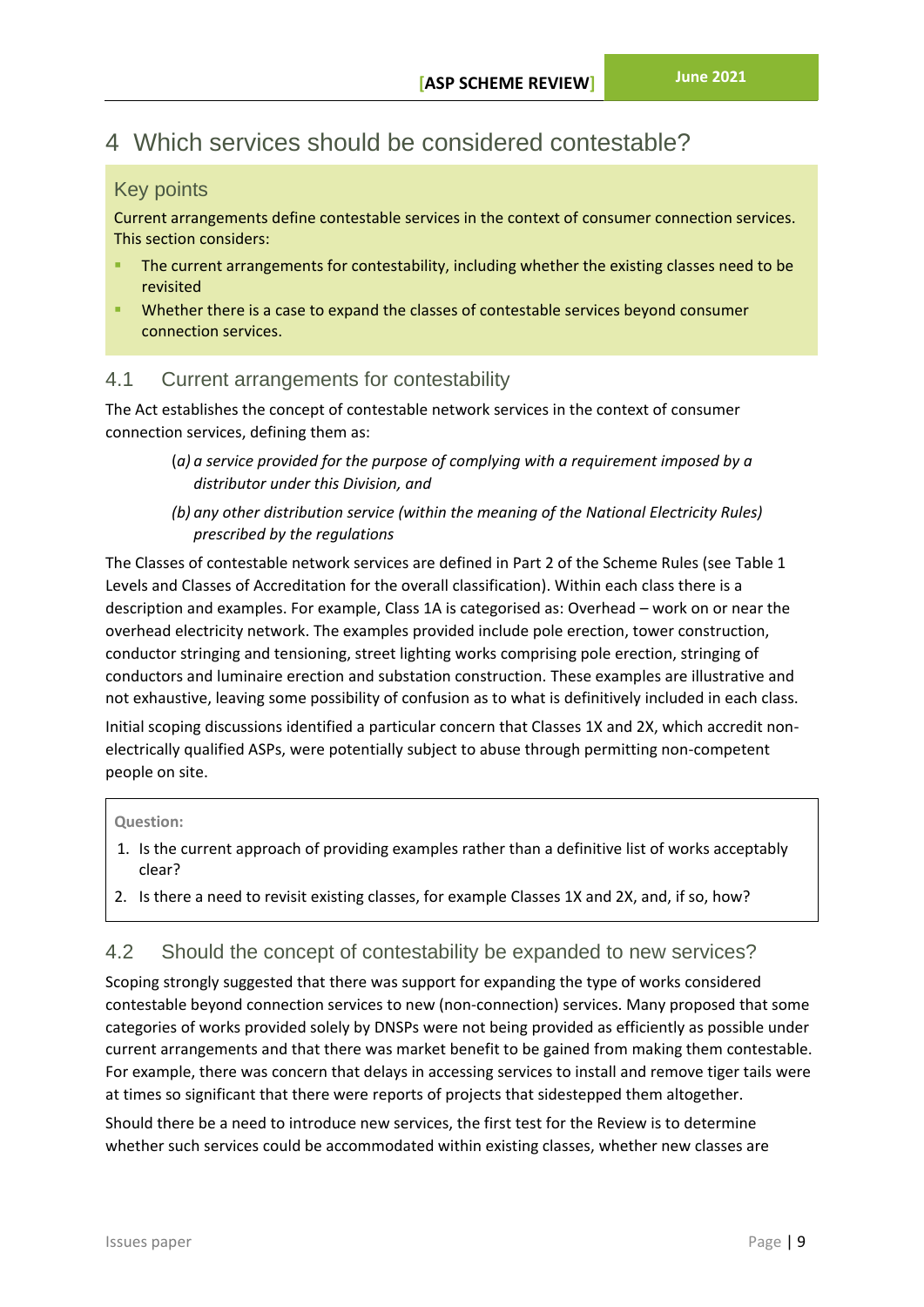# 4 Which services should be considered contestable?

## Key points

Current arrangements define contestable services in the context of consumer connection services. This section considers:

- The current arrangements for contestability, including whether the existing classes need to be revisited
- Whether there is a case to expand the classes of contestable services beyond consumer connection services.

## 4.1 Current arrangements for contestability

The Act establishes the concept of contestable network services in the context of consumer connection services, defining them as:

> (*a*) *a service provided for the purpose of complying with a requirement imposed by a distributor under this Division, and*
>
> *(b) any other distribution service (within the meaning of the National Electricity Rules) prescribed by the regulations*

The Classes of contestable network services are defined in Part 2 of the Scheme Rules (see Table 1 Levels and Classes of Accreditation for the overall classification). Within each class there is a description and examples. For example, Class 1A is categorised as: Overhead – work on or near the overhead electricity network. The examples provided include pole erection, tower construction, conductor stringing and tensioning, street lighting works comprising pole erection, stringing of conductors and luminaire erection and substation construction. These examples are illustrative and not exhaustive, leaving some possibility of confusion as to what is definitively included in each class.

Initial scoping discussions identified a particular concern that Classes 1X and 2X, which accredit non-electrically qualified ASPs, were potentially subject to abuse through permitting non-competent people on site.

**Question:**

1. Is the current approach of providing examples rather than a definitive list of works acceptably clear?
2. Is there a need to revisit existing classes, for example Classes 1X and 2X, and, if so, how?

## 4.2 Should the concept of contestability be expanded to new services?

Scoping strongly suggested that there was support for expanding the type of works considered contestable beyond connection services to new (non-connection) services. Many proposed that some categories of works provided solely by DNSPs were not being provided as efficiently as possible under current arrangements and that there was market benefit to be gained from making them contestable. For example, there was concern that delays in accessing services to install and remove tiger tails were at times so significant that there were reports of projects that sidestepped them altogether.

Should there be a need to introduce new services, the first test for the Review is to determine whether such services could be accommodated within existing classes, whether new classes are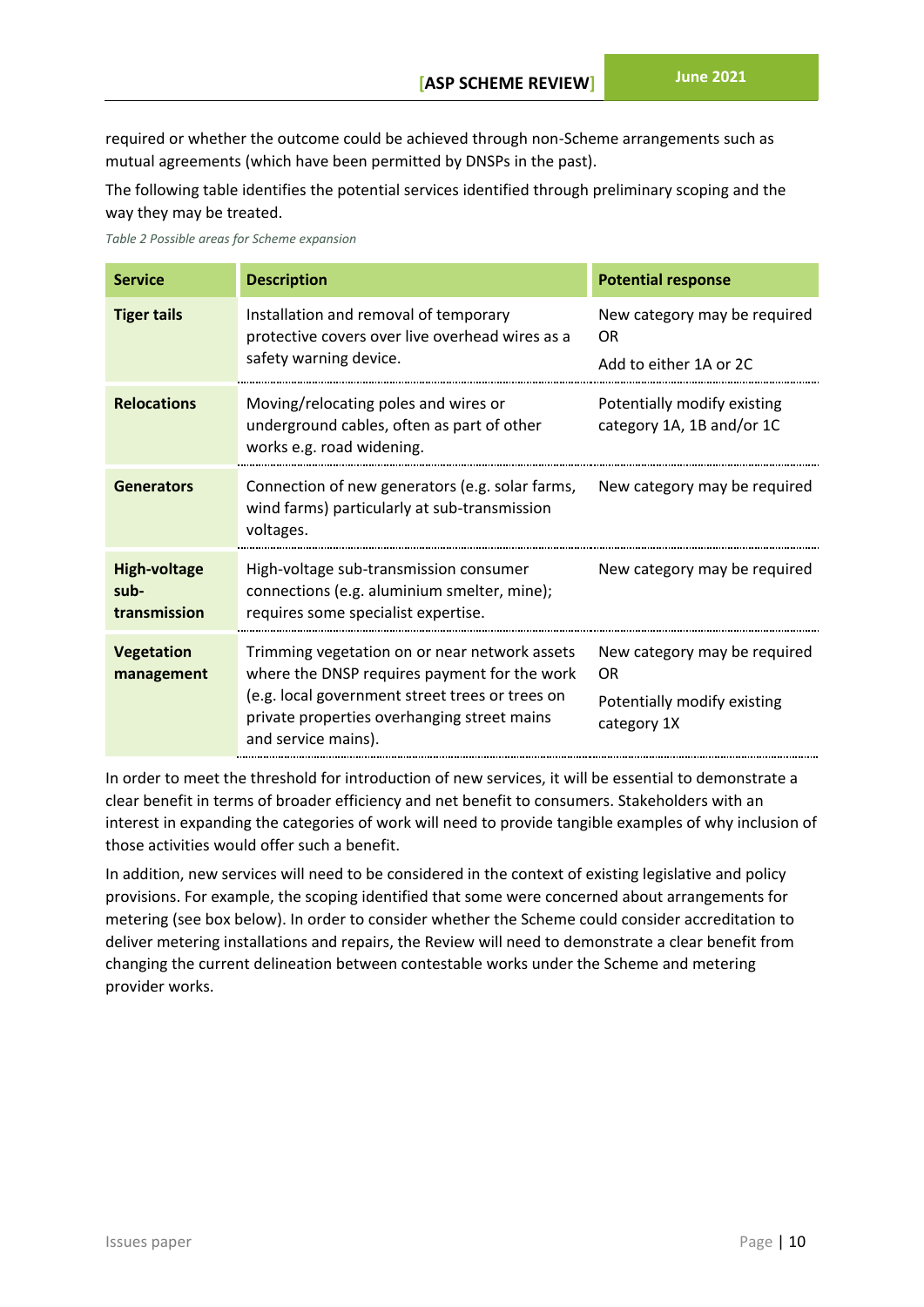required or whether the outcome could be achieved through non-Scheme arrangements such as mutual agreements (which have been permitted by DNSPs in the past).

The following table identifies the potential services identified through preliminary scoping and the way they may be treated.

*Table 2 Possible areas for Scheme expansion*

| Service | Description | Potential response |
|---|---|---|
| **Tiger tails** | Installation and removal of temporary protective covers over live overhead wires as a safety warning device. | New category may be required OR<br>Add to either 1A or 2C |
| **Relocations** | Moving/relocating poles and wires or underground cables, often as part of other works e.g. road widening. | Potentially modify existing category 1A, 1B and/or 1C |
| **Generators** | Connection of new generators (e.g. solar farms, wind farms) particularly at sub-transmission voltages. | New category may be required |
| **High-voltage sub-transmission** | High-voltage sub-transmission consumer connections (e.g. aluminium smelter, mine); requires some specialist expertise. | New category may be required |
| **Vegetation management** | Trimming vegetation on or near network assets where the DNSP requires payment for the work (e.g. local government street trees or trees on private properties overhanging street mains and service mains). | New category may be required OR<br>Potentially modify existing category 1X |

In order to meet the threshold for introduction of new services, it will be essential to demonstrate a clear benefit in terms of broader efficiency and net benefit to consumers. Stakeholders with an interest in expanding the categories of work will need to provide tangible examples of why inclusion of those activities would offer such a benefit.

In addition, new services will need to be considered in the context of existing legislative and policy provisions. For example, the scoping identified that some were concerned about arrangements for metering (see box below). In order to consider whether the Scheme could consider accreditation to deliver metering installations and repairs, the Review will need to demonstrate a clear benefit from changing the current delineation between contestable works under the Scheme and metering provider works.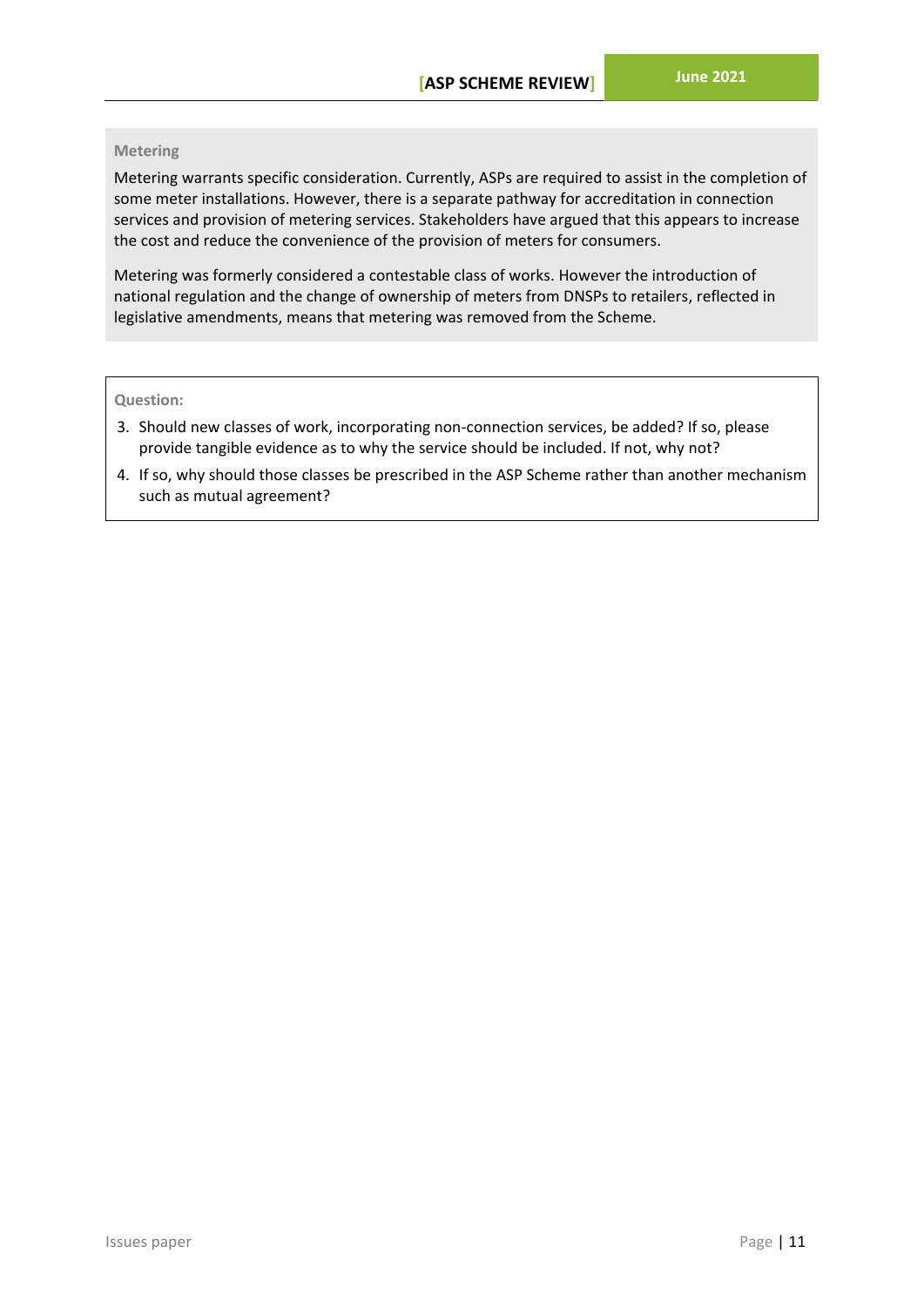### Metering

Metering warrants specific consideration. Currently, ASPs are required to assist in the completion of some meter installations. However, there is a separate pathway for accreditation in connection services and provision of metering services. Stakeholders have argued that this appears to increase the cost and reduce the convenience of the provision of meters for consumers.

Metering was formerly considered a contestable class of works. However the introduction of national regulation and the change of ownership of meters from DNSPs to retailers, reflected in legislative amendments, means that metering was removed from the Scheme.

**Question:**

3. Should new classes of work, incorporating non-connection services, be added? If so, please provide tangible evidence as to why the service should be included. If not, why not?
4. If so, why should those classes be prescribed in the ASP Scheme rather than another mechanism such as mutual agreement?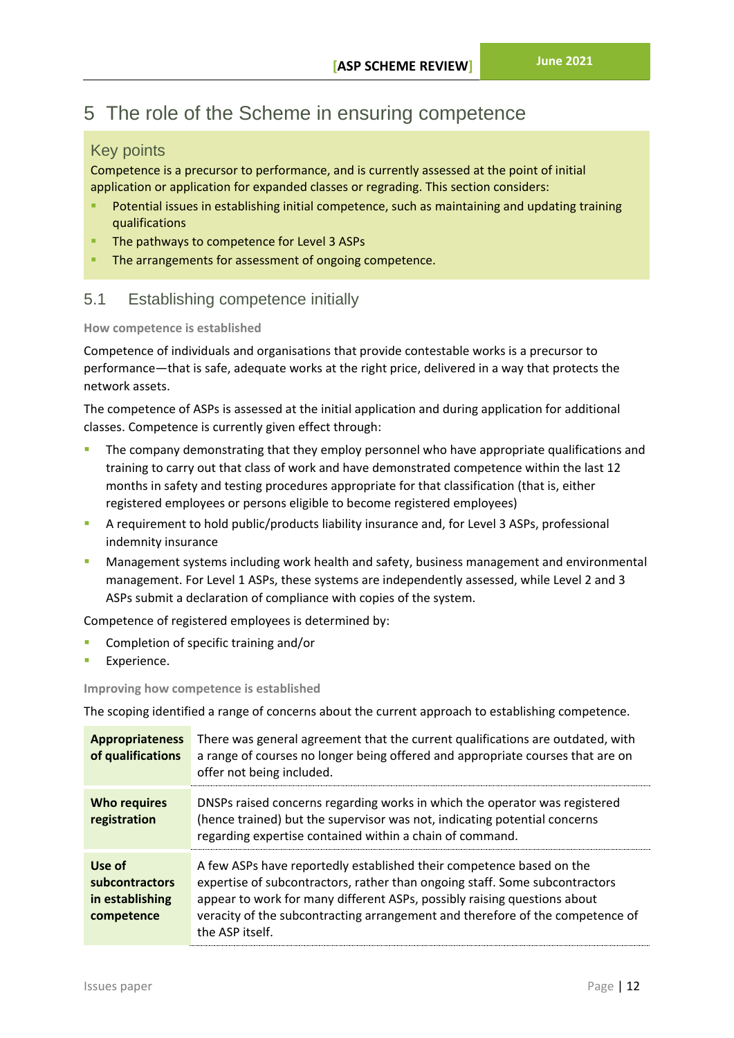# 5 The role of the Scheme in ensuring competence

## Key points

Competence is a precursor to performance, and is currently assessed at the point of initial application or application for expanded classes or regrading. This section considers:

- Potential issues in establishing initial competence, such as maintaining and updating training qualifications
- The pathways to competence for Level 3 ASPs
- The arrangements for assessment of ongoing competence.

## 5.1 Establishing competence initially

### How competence is established

Competence of individuals and organisations that provide contestable works is a precursor to performance—that is safe, adequate works at the right price, delivered in a way that protects the network assets.

The competence of ASPs is assessed at the initial application and during application for additional classes. Competence is currently given effect through:

- The company demonstrating that they employ personnel who have appropriate qualifications and training to carry out that class of work and have demonstrated competence within the last 12 months in safety and testing procedures appropriate for that classification (that is, either registered employees or persons eligible to become registered employees)
- A requirement to hold public/products liability insurance and, for Level 3 ASPs, professional indemnity insurance
- Management systems including work health and safety, business management and environmental management. For Level 1 ASPs, these systems are independently assessed, while Level 2 and 3 ASPs submit a declaration of compliance with copies of the system.

Competence of registered employees is determined by:

- Completion of specific training and/or
- Experience.

### Improving how competence is established

The scoping identified a range of concerns about the current approach to establishing competence.

| | |
|---|---|
| **Appropriateness of qualifications** | There was general agreement that the current qualifications are outdated, with a range of courses no longer being offered and appropriate courses that are on offer not being included. |
| **Who requires registration** | DNSPs raised concerns regarding works in which the operator was registered (hence trained) but the supervisor was not, indicating potential concerns regarding expertise contained within a chain of command. |
| **Use of subcontractors in establishing competence** | A few ASPs have reportedly established their competence based on the expertise of subcontractors, rather than ongoing staff. Some subcontractors appear to work for many different ASPs, possibly raising questions about veracity of the subcontracting arrangement and therefore of the competence of the ASP itself. |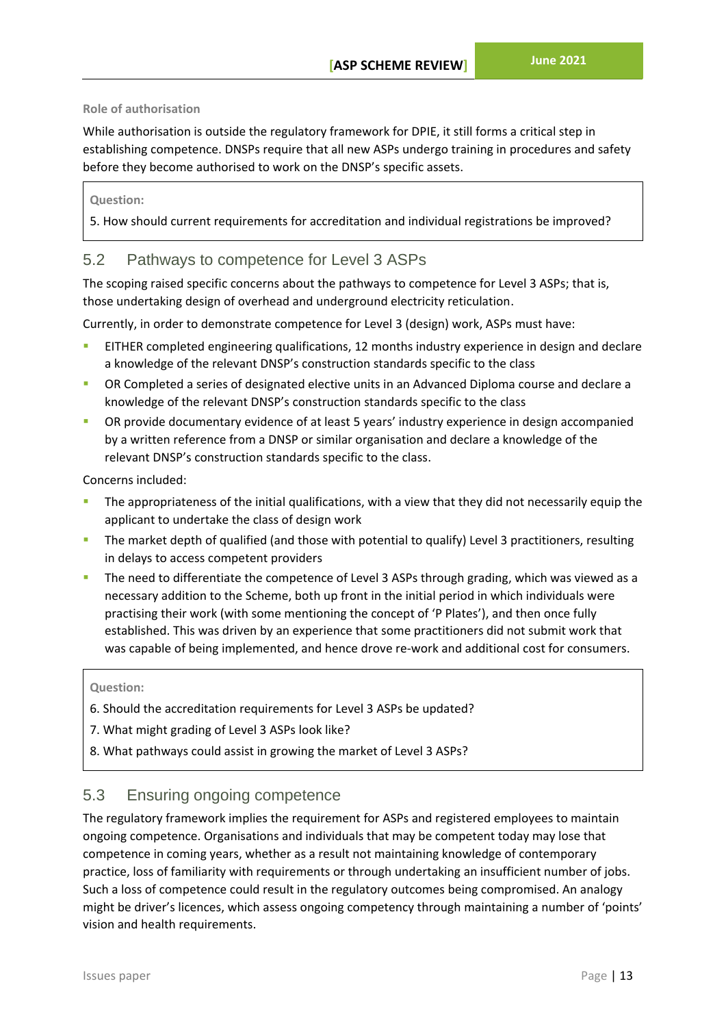**Role of authorisation**

While authorisation is outside the regulatory framework for DPIE, it still forms a critical step in establishing competence. DNSPs require that all new ASPs undergo training in procedures and safety before they become authorised to work on the DNSP's specific assets.

**Question:**

5. How should current requirements for accreditation and individual registrations be improved?

## 5.2 Pathways to competence for Level 3 ASPs

The scoping raised specific concerns about the pathways to competence for Level 3 ASPs; that is, those undertaking design of overhead and underground electricity reticulation.

Currently, in order to demonstrate competence for Level 3 (design) work, ASPs must have:

- EITHER completed engineering qualifications, 12 months industry experience in design and declare a knowledge of the relevant DNSP's construction standards specific to the class
- OR Completed a series of designated elective units in an Advanced Diploma course and declare a knowledge of the relevant DNSP's construction standards specific to the class
- OR provide documentary evidence of at least 5 years' industry experience in design accompanied by a written reference from a DNSP or similar organisation and declare a knowledge of the relevant DNSP's construction standards specific to the class.

Concerns included:

- The appropriateness of the initial qualifications, with a view that they did not necessarily equip the applicant to undertake the class of design work
- The market depth of qualified (and those with potential to qualify) Level 3 practitioners, resulting in delays to access competent providers
- The need to differentiate the competence of Level 3 ASPs through grading, which was viewed as a necessary addition to the Scheme, both up front in the initial period in which individuals were practising their work (with some mentioning the concept of 'P Plates'), and then once fully established. This was driven by an experience that some practitioners did not submit work that was capable of being implemented, and hence drove re-work and additional cost for consumers.

**Question:**

6. Should the accreditation requirements for Level 3 ASPs be updated?

7. What might grading of Level 3 ASPs look like?

8. What pathways could assist in growing the market of Level 3 ASPs?

## 5.3 Ensuring ongoing competence

The regulatory framework implies the requirement for ASPs and registered employees to maintain ongoing competence. Organisations and individuals that may be competent today may lose that competence in coming years, whether as a result not maintaining knowledge of contemporary practice, loss of familiarity with requirements or through undertaking an insufficient number of jobs. Such a loss of competence could result in the regulatory outcomes being compromised. An analogy might be driver's licences, which assess ongoing competency through maintaining a number of 'points' vision and health requirements.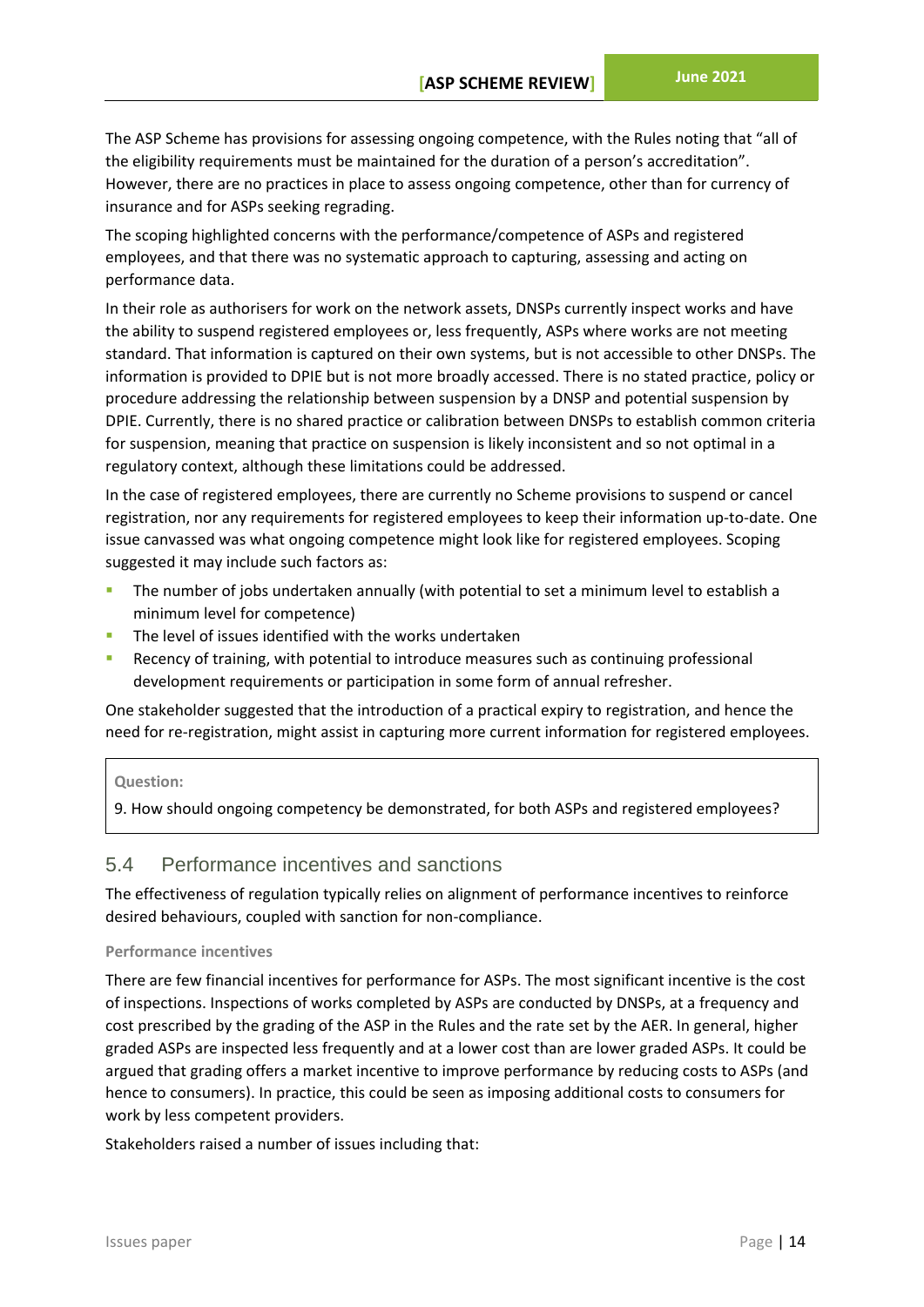The ASP Scheme has provisions for assessing ongoing competence, with the Rules noting that "all of the eligibility requirements must be maintained for the duration of a person's accreditation". However, there are no practices in place to assess ongoing competence, other than for currency of insurance and for ASPs seeking regrading.

The scoping highlighted concerns with the performance/competence of ASPs and registered employees, and that there was no systematic approach to capturing, assessing and acting on performance data.

In their role as authorisers for work on the network assets, DNSPs currently inspect works and have the ability to suspend registered employees or, less frequently, ASPs where works are not meeting standard. That information is captured on their own systems, but is not accessible to other DNSPs. The information is provided to DPIE but is not more broadly accessed. There is no stated practice, policy or procedure addressing the relationship between suspension by a DNSP and potential suspension by DPIE. Currently, there is no shared practice or calibration between DNSPs to establish common criteria for suspension, meaning that practice on suspension is likely inconsistent and so not optimal in a regulatory context, although these limitations could be addressed.

In the case of registered employees, there are currently no Scheme provisions to suspend or cancel registration, nor any requirements for registered employees to keep their information up-to-date. One issue canvassed was what ongoing competence might look like for registered employees. Scoping suggested it may include such factors as:

- The number of jobs undertaken annually (with potential to set a minimum level to establish a minimum level for competence)
- The level of issues identified with the works undertaken
- Recency of training, with potential to introduce measures such as continuing professional development requirements or participation in some form of annual refresher.

One stakeholder suggested that the introduction of a practical expiry to registration, and hence the need for re-registration, might assist in capturing more current information for registered employees.

> **Question:**
>
> 9. How should ongoing competency be demonstrated, for both ASPs and registered employees?

## 5.4 Performance incentives and sanctions

The effectiveness of regulation typically relies on alignment of performance incentives to reinforce desired behaviours, coupled with sanction for non-compliance.

#### Performance incentives

There are few financial incentives for performance for ASPs. The most significant incentive is the cost of inspections. Inspections of works completed by ASPs are conducted by DNSPs, at a frequency and cost prescribed by the grading of the ASP in the Rules and the rate set by the AER. In general, higher graded ASPs are inspected less frequently and at a lower cost than are lower graded ASPs. It could be argued that grading offers a market incentive to improve performance by reducing costs to ASPs (and hence to consumers). In practice, this could be seen as imposing additional costs to consumers for work by less competent providers.

Stakeholders raised a number of issues including that: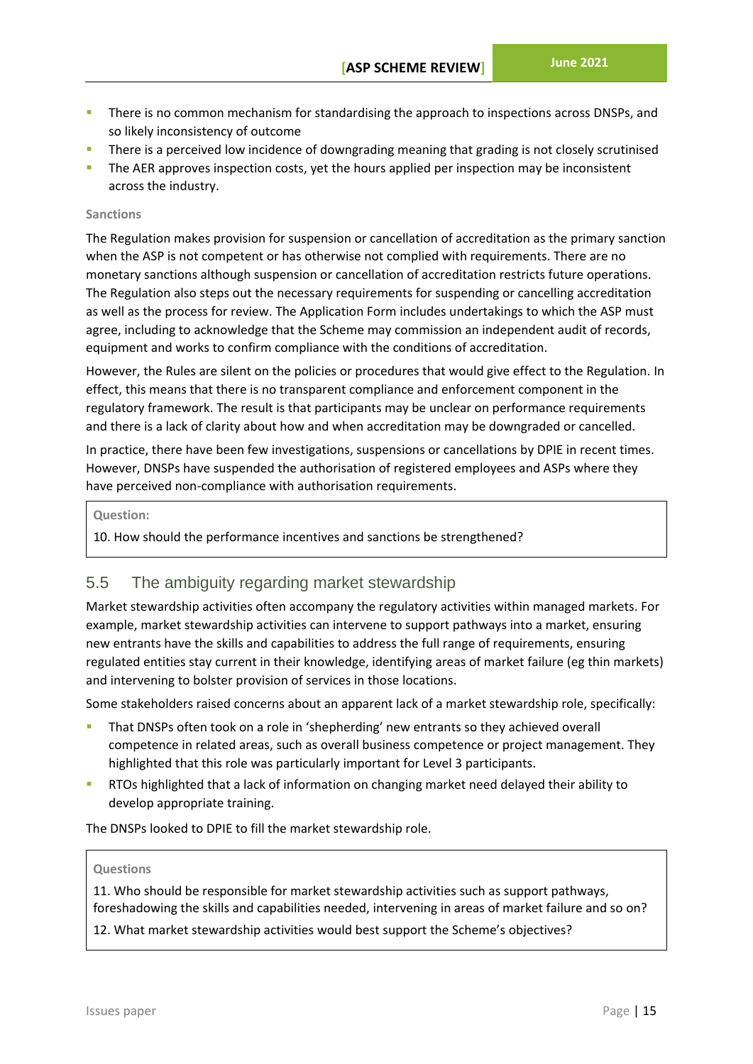- There is no common mechanism for standardising the approach to inspections across DNSPs, and so likely inconsistency of outcome
- There is a perceived low incidence of downgrading meaning that grading is not closely scrutinised
- The AER approves inspection costs, yet the hours applied per inspection may be inconsistent across the industry.

#### Sanctions

The Regulation makes provision for suspension or cancellation of accreditation as the primary sanction when the ASP is not competent or has otherwise not complied with requirements. There are no monetary sanctions although suspension or cancellation of accreditation restricts future operations. The Regulation also steps out the necessary requirements for suspending or cancelling accreditation as well as the process for review. The Application Form includes undertakings to which the ASP must agree, including to acknowledge that the Scheme may commission an independent audit of records, equipment and works to confirm compliance with the conditions of accreditation.

However, the Rules are silent on the policies or procedures that would give effect to the Regulation. In effect, this means that there is no transparent compliance and enforcement component in the regulatory framework. The result is that participants may be unclear on performance requirements and there is a lack of clarity about how and when accreditation may be downgraded or cancelled.

In practice, there have been few investigations, suspensions or cancellations by DPIE in recent times. However, DNSPs have suspended the authorisation of registered employees and ASPs where they have perceived non-compliance with authorisation requirements.

> **Question:**
>
> 10. How should the performance incentives and sanctions be strengthened?

## 5.5 The ambiguity regarding market stewardship

Market stewardship activities often accompany the regulatory activities within managed markets. For example, market stewardship activities can intervene to support pathways into a market, ensuring new entrants have the skills and capabilities to address the full range of requirements, ensuring regulated entities stay current in their knowledge, identifying areas of market failure (eg thin markets) and intervening to bolster provision of services in those locations.

Some stakeholders raised concerns about an apparent lack of a market stewardship role, specifically:

- That DNSPs often took on a role in 'shepherding' new entrants so they achieved overall competence in related areas, such as overall business competence or project management. They highlighted that this role was particularly important for Level 3 participants.
- RTOs highlighted that a lack of information on changing market need delayed their ability to develop appropriate training.

The DNSPs looked to DPIE to fill the market stewardship role.

> **Questions**
>
> 11. Who should be responsible for market stewardship activities such as support pathways, foreshadowing the skills and capabilities needed, intervening in areas of market failure and so on?
>
> 12. What market stewardship activities would best support the Scheme's objectives?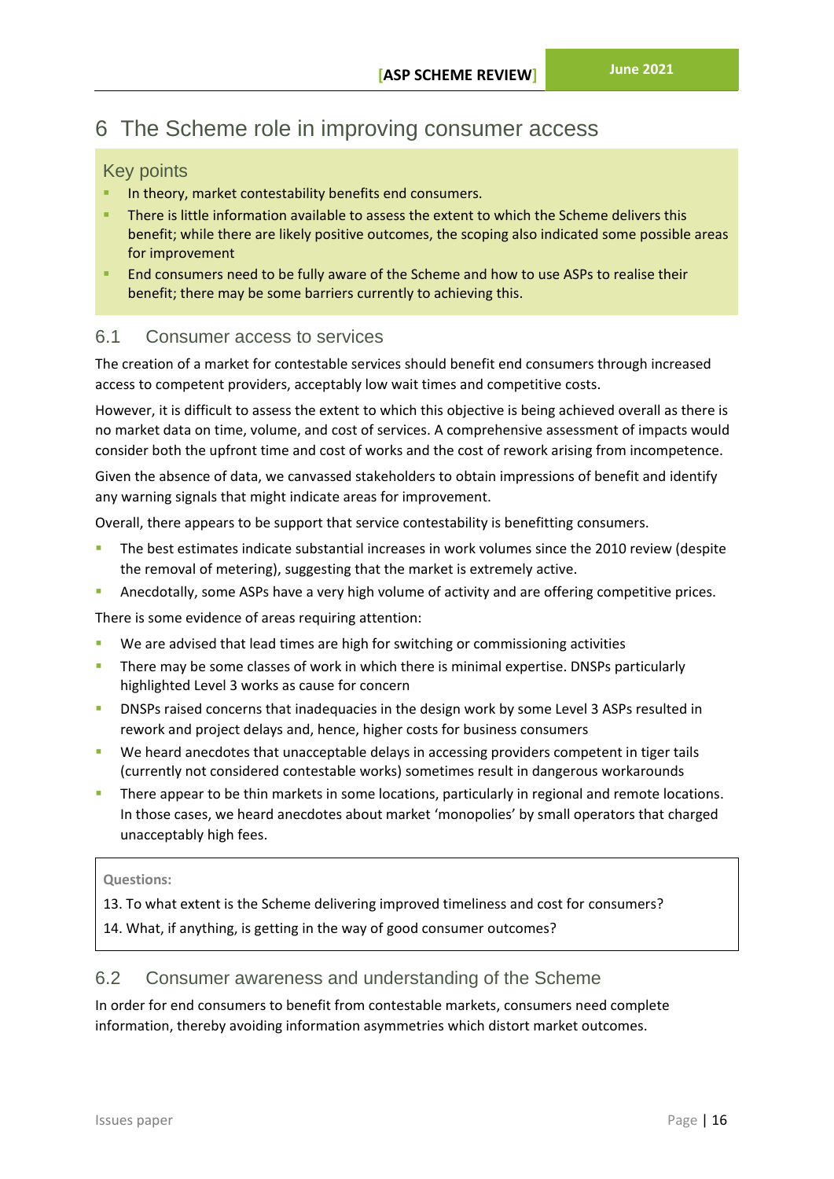# 6 The Scheme role in improving consumer access

## Key points

- In theory, market contestability benefits end consumers.
- There is little information available to assess the extent to which the Scheme delivers this benefit; while there are likely positive outcomes, the scoping also indicated some possible areas for improvement
- End consumers need to be fully aware of the Scheme and how to use ASPs to realise their benefit; there may be some barriers currently to achieving this.

## 6.1 Consumer access to services

The creation of a market for contestable services should benefit end consumers through increased access to competent providers, acceptably low wait times and competitive costs.

However, it is difficult to assess the extent to which this objective is being achieved overall as there is no market data on time, volume, and cost of services. A comprehensive assessment of impacts would consider both the upfront time and cost of works and the cost of rework arising from incompetence.

Given the absence of data, we canvassed stakeholders to obtain impressions of benefit and identify any warning signals that might indicate areas for improvement.

Overall, there appears to be support that service contestability is benefitting consumers.

- The best estimates indicate substantial increases in work volumes since the 2010 review (despite the removal of metering), suggesting that the market is extremely active.
- Anecdotally, some ASPs have a very high volume of activity and are offering competitive prices.

There is some evidence of areas requiring attention:

- We are advised that lead times are high for switching or commissioning activities
- There may be some classes of work in which there is minimal expertise. DNSPs particularly highlighted Level 3 works as cause for concern
- DNSPs raised concerns that inadequacies in the design work by some Level 3 ASPs resulted in rework and project delays and, hence, higher costs for business consumers
- We heard anecdotes that unacceptable delays in accessing providers competent in tiger tails (currently not considered contestable works) sometimes result in dangerous workarounds
- There appear to be thin markets in some locations, particularly in regional and remote locations. In those cases, we heard anecdotes about market 'monopolies' by small operators that charged unacceptably high fees.

**Questions:**

13. To what extent is the Scheme delivering improved timeliness and cost for consumers?

14. What, if anything, is getting in the way of good consumer outcomes?

## 6.2 Consumer awareness and understanding of the Scheme

In order for end consumers to benefit from contestable markets, consumers need complete information, thereby avoiding information asymmetries which distort market outcomes.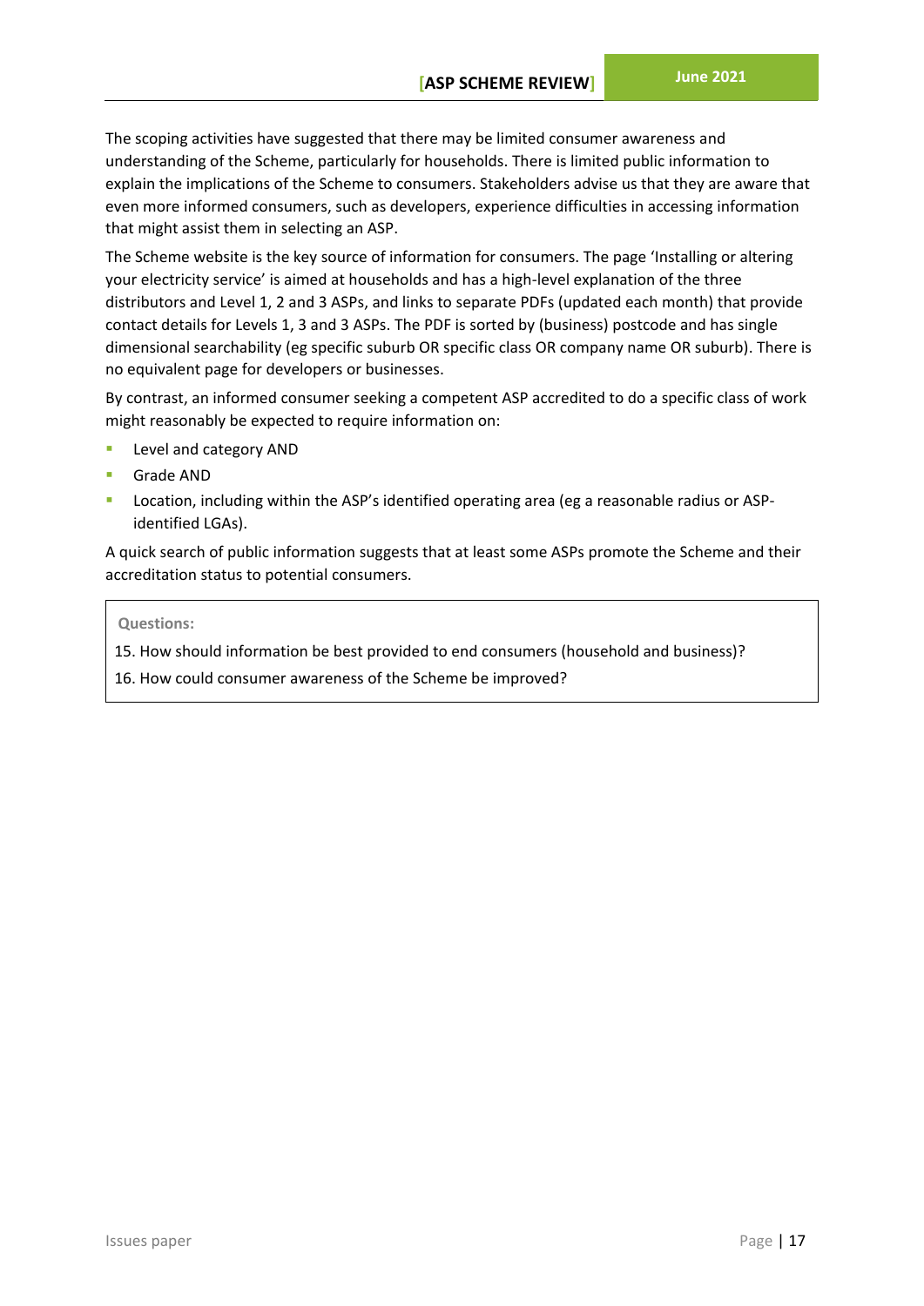The scoping activities have suggested that there may be limited consumer awareness and understanding of the Scheme, particularly for households. There is limited public information to explain the implications of the Scheme to consumers. Stakeholders advise us that they are aware that even more informed consumers, such as developers, experience difficulties in accessing information that might assist them in selecting an ASP.

The Scheme website is the key source of information for consumers. The page 'Installing or altering your electricity service' is aimed at households and has a high-level explanation of the three distributors and Level 1, 2 and 3 ASPs, and links to separate PDFs (updated each month) that provide contact details for Levels 1, 3 and 3 ASPs. The PDF is sorted by (business) postcode and has single dimensional searchability (eg specific suburb OR specific class OR company name OR suburb). There is no equivalent page for developers or businesses.

By contrast, an informed consumer seeking a competent ASP accredited to do a specific class of work might reasonably be expected to require information on:

- Level and category AND
- Grade AND
- Location, including within the ASP's identified operating area (eg a reasonable radius or ASP-identified LGAs).

A quick search of public information suggests that at least some ASPs promote the Scheme and their accreditation status to potential consumers.

**Questions:**

15. How should information be best provided to end consumers (household and business)?

16. How could consumer awareness of the Scheme be improved?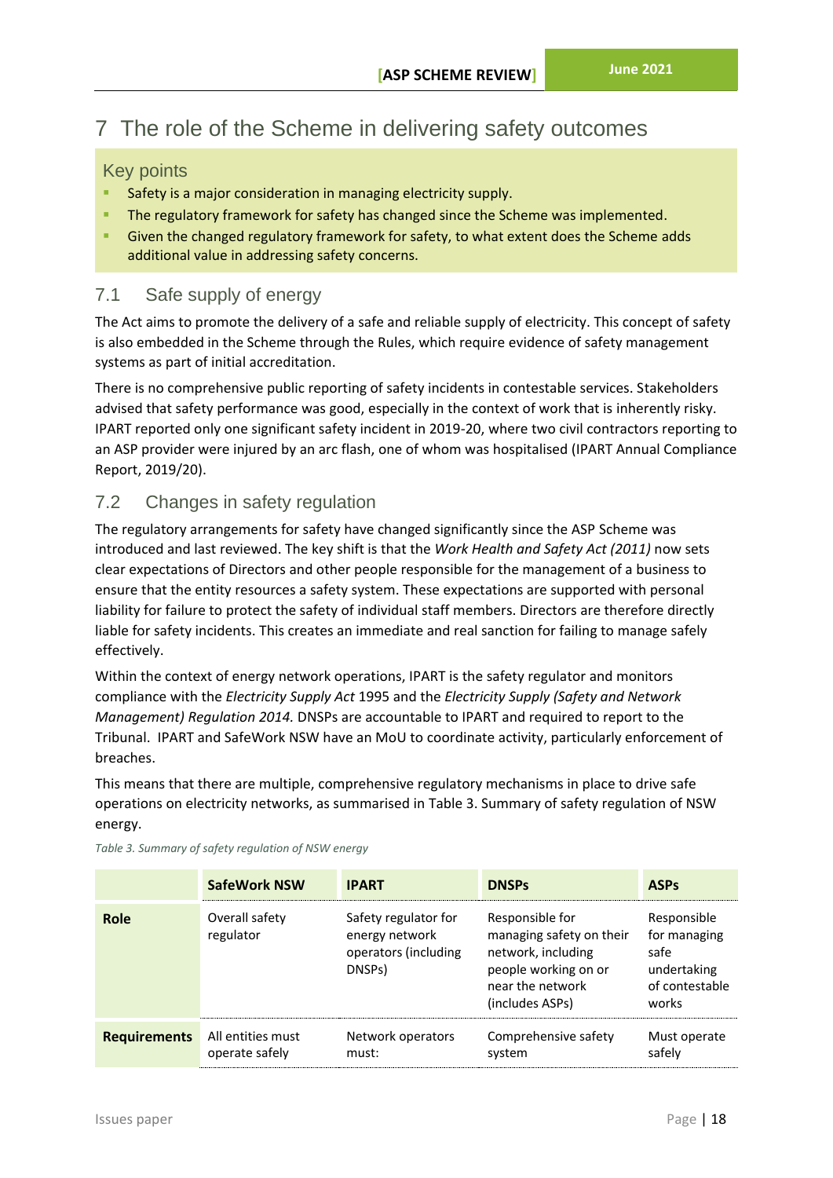# 7 The role of the Scheme in delivering safety outcomes

## Key points

- Safety is a major consideration in managing electricity supply.
- The regulatory framework for safety has changed since the Scheme was implemented.
- Given the changed regulatory framework for safety, to what extent does the Scheme adds additional value in addressing safety concerns.

## 7.1 Safe supply of energy

The Act aims to promote the delivery of a safe and reliable supply of electricity. This concept of safety is also embedded in the Scheme through the Rules, which require evidence of safety management systems as part of initial accreditation.

There is no comprehensive public reporting of safety incidents in contestable services. Stakeholders advised that safety performance was good, especially in the context of work that is inherently risky. IPART reported only one significant safety incident in 2019-20, where two civil contractors reporting to an ASP provider were injured by an arc flash, one of whom was hospitalised (IPART Annual Compliance Report, 2019/20).

## 7.2 Changes in safety regulation

The regulatory arrangements for safety have changed significantly since the ASP Scheme was introduced and last reviewed. The key shift is that the *Work Health and Safety Act (2011)* now sets clear expectations of Directors and other people responsible for the management of a business to ensure that the entity resources a safety system. These expectations are supported with personal liability for failure to protect the safety of individual staff members. Directors are therefore directly liable for safety incidents. This creates an immediate and real sanction for failing to manage safely effectively.

Within the context of energy network operations, IPART is the safety regulator and monitors compliance with the *Electricity Supply Act* 1995 and the *Electricity Supply (Safety and Network Management) Regulation 2014.* DNSPs are accountable to IPART and required to report to the Tribunal. IPART and SafeWork NSW have an MoU to coordinate activity, particularly enforcement of breaches.

This means that there are multiple, comprehensive regulatory mechanisms in place to drive safe operations on electricity networks, as summarised in Table 3. Summary of safety regulation of NSW energy.

*Table 3. Summary of safety regulation of NSW energy*

| | SafeWork NSW | IPART | DNSPs | ASPs |
|---|---|---|---|---|
| **Role** | Overall safety regulator | Safety regulator for energy network operators (including DNSPs) | Responsible for managing safety on their network, including people working on or near the network (includes ASPs) | Responsible for managing safe undertaking of contestable works |
| **Requirements** | All entities must operate safely | Network operators must: | Comprehensive safety system | Must operate safely |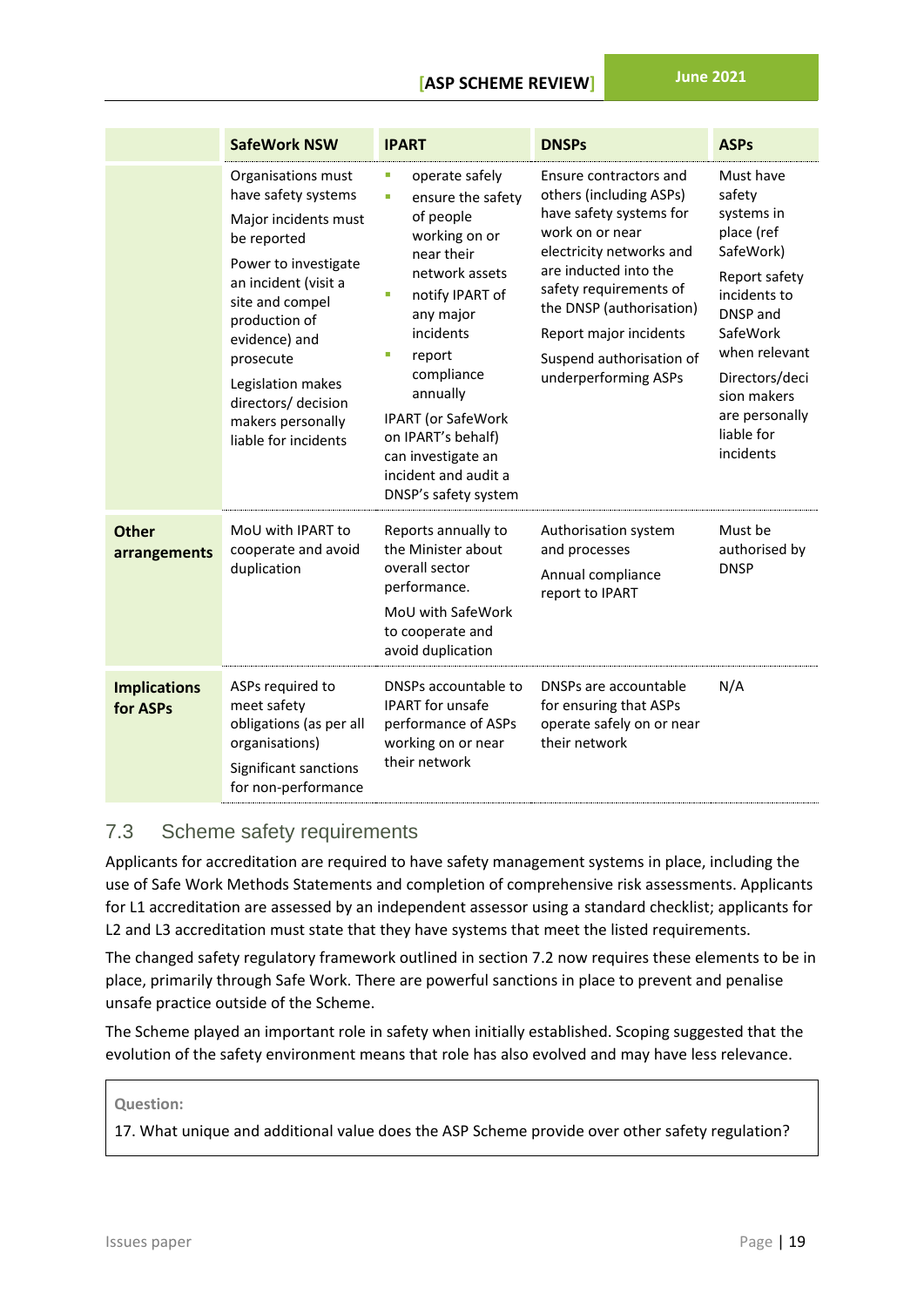| | SafeWork NSW | IPART | DNSPs | ASPs |
|---|---|---|---|---|
| | Organisations must have safety systems<br>Major incidents must be reported<br>Power to investigate an incident (visit a site and compel production of evidence) and prosecute<br>Legislation makes directors/ decision makers personally liable for incidents | ▪ operate safely<br>▪ ensure the safety of people working on or near their network assets<br>▪ notify IPART of any major incidents<br>▪ report compliance annually<br>IPART (or SafeWork on IPART's behalf) can investigate an incident and audit a DNSP's safety system | Ensure contractors and others (including ASPs) have safety systems for work on or near electricity networks and are inducted into the safety requirements of the DNSP (authorisation)<br>Report major incidents<br>Suspend authorisation of underperforming ASPs | Must have safety systems in place (ref SafeWork)<br>Report safety incidents to DNSP and SafeWork when relevant<br>Directors/decision makers are personally liable for incidents |
| **Other arrangements** | MoU with IPART to cooperate and avoid duplication | Reports annually to the Minister about overall sector performance.<br>MoU with SafeWork to cooperate and avoid duplication | Authorisation system and processes<br>Annual compliance report to IPART | Must be authorised by DNSP |
| **Implications for ASPs** | ASPs required to meet safety obligations (as per all organisations)<br>Significant sanctions for non-performance | DNSPs accountable to IPART for unsafe performance of ASPs working on or near their network | DNSPs are accountable for ensuring that ASPs operate safely on or near their network | N/A |

## 7.3 Scheme safety requirements

Applicants for accreditation are required to have safety management systems in place, including the use of Safe Work Methods Statements and completion of comprehensive risk assessments. Applicants for L1 accreditation are assessed by an independent assessor using a standard checklist; applicants for L2 and L3 accreditation must state that they have systems that meet the listed requirements.

The changed safety regulatory framework outlined in section 7.2 now requires these elements to be in place, primarily through Safe Work. There are powerful sanctions in place to prevent and penalise unsafe practice outside of the Scheme.

The Scheme played an important role in safety when initially established. Scoping suggested that the evolution of the safety environment means that role has also evolved and may have less relevance.

> **Question:**
>
> 17. What unique and additional value does the ASP Scheme provide over other safety regulation?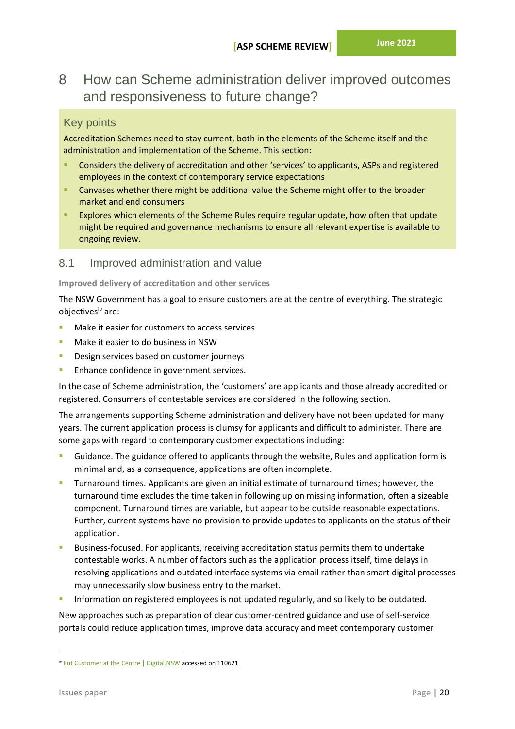# 8 How can Scheme administration deliver improved outcomes and responsiveness to future change?

### Key points

Accreditation Schemes need to stay current, both in the elements of the Scheme itself and the administration and implementation of the Scheme. This section:

- Considers the delivery of accreditation and other 'services' to applicants, ASPs and registered employees in the context of contemporary service expectations
- Canvases whether there might be additional value the Scheme might offer to the broader market and end consumers
- Explores which elements of the Scheme Rules require regular update, how often that update might be required and governance mechanisms to ensure all relevant expertise is available to ongoing review.

## 8.1 Improved administration and value

**Improved delivery of accreditation and other services**

The NSW Government has a goal to ensure customers are at the centre of everything. The strategic objectives[iv] are:

- Make it easier for customers to access services
- Make it easier to do business in NSW
- Design services based on customer journeys
- Enhance confidence in government services.

In the case of Scheme administration, the 'customers' are applicants and those already accredited or registered. Consumers of contestable services are considered in the following section.

The arrangements supporting Scheme administration and delivery have not been updated for many years. The current application process is clumsy for applicants and difficult to administer. There are some gaps with regard to contemporary customer expectations including:

- Guidance. The guidance offered to applicants through the website, Rules and application form is minimal and, as a consequence, applications are often incomplete.
- Turnaround times. Applicants are given an initial estimate of turnaround times; however, the turnaround time excludes the time taken in following up on missing information, often a sizeable component. Turnaround times are variable, but appear to be outside reasonable expectations. Further, current systems have no provision to provide updates to applicants on the status of their application.
- Business-focused. For applicants, receiving accreditation status permits them to undertake contestable works. A number of factors such as the application process itself, time delays in resolving applications and outdated interface systems via email rather than smart digital processes may unnecessarily slow business entry to the market.
- Information on registered employees is not updated regularly, and so likely to be outdated.

New approaches such as preparation of clear customer-centred guidance and use of self-service portals could reduce application times, improve data accuracy and meet contemporary customer

---

[iv] Put Customer at the Centre | Digital.NSW accessed on 110621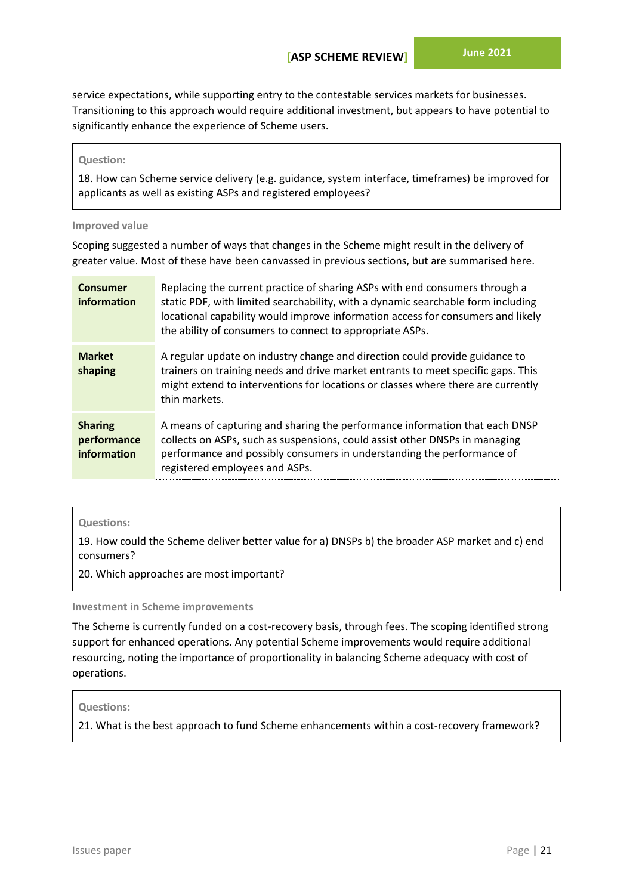service expectations, while supporting entry to the contestable services markets for businesses. Transitioning to this approach would require additional investment, but appears to have potential to significantly enhance the experience of Scheme users.

> **Question:**
>
> 18. How can Scheme service delivery (e.g. guidance, system interface, timeframes) be improved for applicants as well as existing ASPs and registered employees?

#### Improved value

Scoping suggested a number of ways that changes in the Scheme might result in the delivery of greater value. Most of these have been canvassed in previous sections, but are summarised here.

| | |
|---|---|
| **Consumer information** | Replacing the current practice of sharing ASPs with end consumers through a static PDF, with limited searchability, with a dynamic searchable form including locational capability would improve information access for consumers and likely the ability of consumers to connect to appropriate ASPs. |
| **Market shaping** | A regular update on industry change and direction could provide guidance to trainers on training needs and drive market entrants to meet specific gaps. This might extend to interventions for locations or classes where there are currently thin markets. |
| **Sharing performance information** | A means of capturing and sharing the performance information that each DNSP collects on ASPs, such as suspensions, could assist other DNSPs in managing performance and possibly consumers in understanding the performance of registered employees and ASPs. |

> **Questions:**
>
> 19. How could the Scheme deliver better value for a) DNSPs b) the broader ASP market and c) end consumers?
>
> 20. Which approaches are most important?

#### Investment in Scheme improvements

The Scheme is currently funded on a cost-recovery basis, through fees. The scoping identified strong support for enhanced operations. Any potential Scheme improvements would require additional resourcing, noting the importance of proportionality in balancing Scheme adequacy with cost of operations.

> **Questions:**
>
> 21. What is the best approach to fund Scheme enhancements within a cost-recovery framework?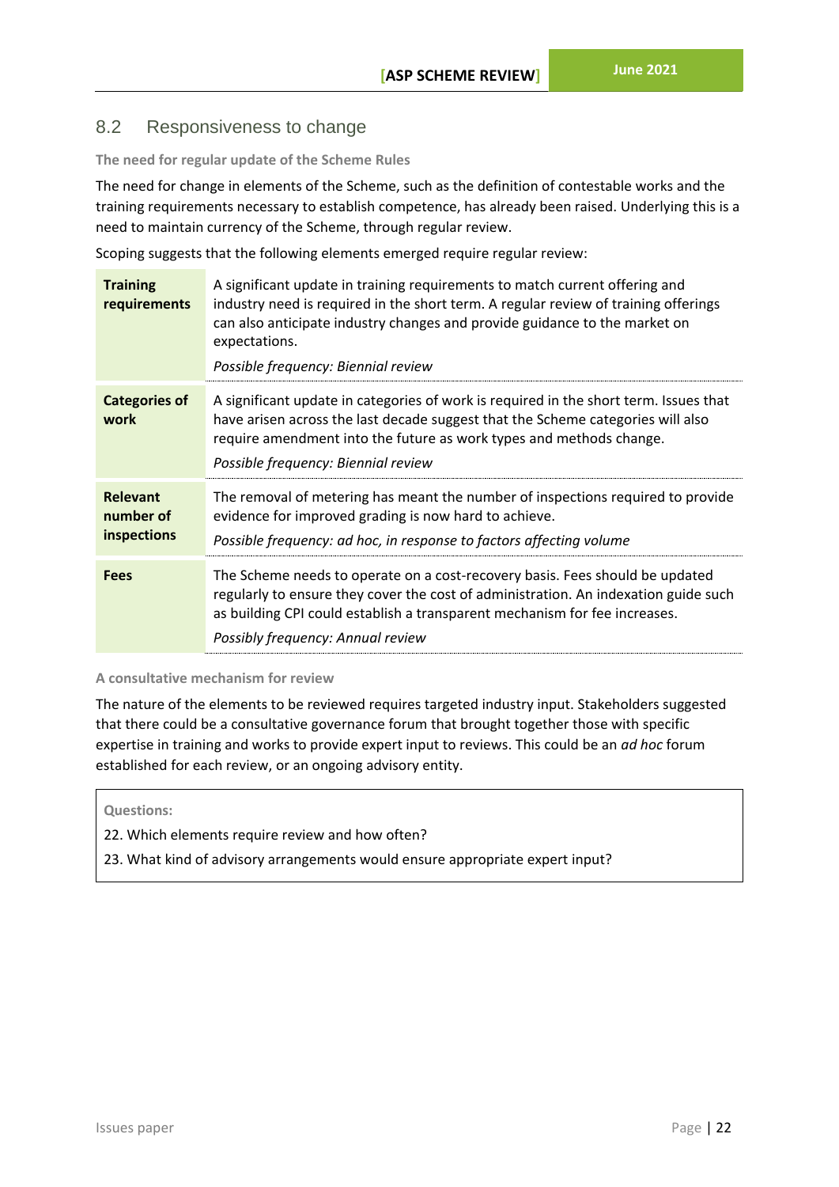## 8.2 Responsiveness to change

**The need for regular update of the Scheme Rules**

The need for change in elements of the Scheme, such as the definition of contestable works and the training requirements necessary to establish competence, has already been raised. Underlying this is a need to maintain currency of the Scheme, through regular review.

Scoping suggests that the following elements emerged require regular review:

| | |
|---|---|
| **Training requirements** | A significant update in training requirements to match current offering and industry need is required in the short term. A regular review of training offerings can also anticipate industry changes and provide guidance to the market on expectations.<br>*Possible frequency: Biennial review* |
| **Categories of work** | A significant update in categories of work is required in the short term. Issues that have arisen across the last decade suggest that the Scheme categories will also require amendment into the future as work types and methods change.<br>*Possible frequency: Biennial review* |
| **Relevant number of inspections** | The removal of metering has meant the number of inspections required to provide evidence for improved grading is now hard to achieve.<br>*Possible frequency: ad hoc, in response to factors affecting volume* |
| **Fees** | The Scheme needs to operate on a cost-recovery basis. Fees should be updated regularly to ensure they cover the cost of administration. An indexation guide such as building CPI could establish a transparent mechanism for fee increases.<br>*Possibly frequency: Annual review* |

**A consultative mechanism for review**

The nature of the elements to be reviewed requires targeted industry input. Stakeholders suggested that there could be a consultative governance forum that brought together those with specific expertise in training and works to provide expert input to reviews. This could be an *ad hoc* forum established for each review, or an ongoing advisory entity.

**Questions:**

22. Which elements require review and how often?
23. What kind of advisory arrangements would ensure appropriate expert input?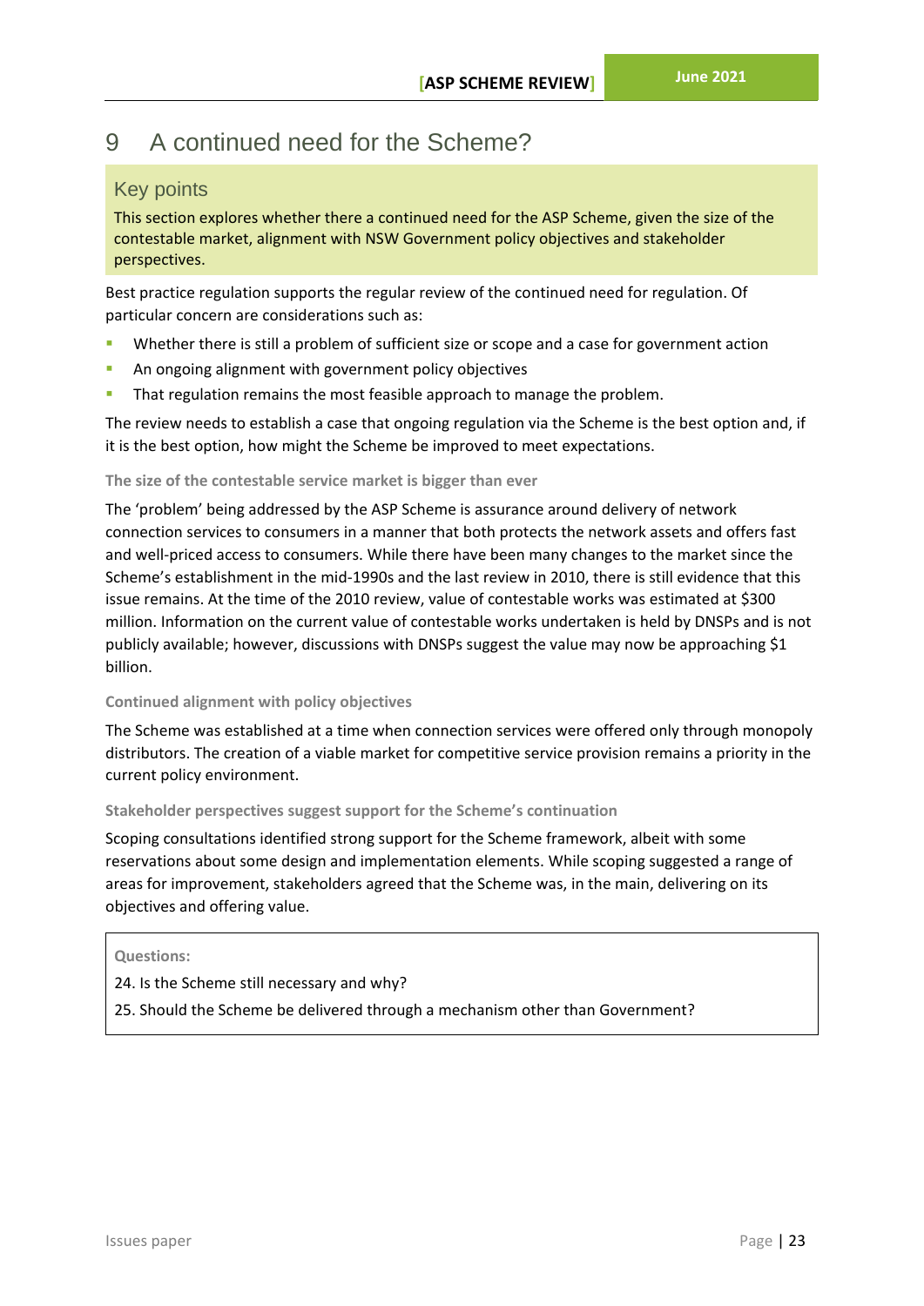# 9 A continued need for the Scheme?

## Key points

This section explores whether there a continued need for the ASP Scheme, given the size of the contestable market, alignment with NSW Government policy objectives and stakeholder perspectives.

Best practice regulation supports the regular review of the continued need for regulation. Of particular concern are considerations such as:

- Whether there is still a problem of sufficient size or scope and a case for government action
- An ongoing alignment with government policy objectives
- That regulation remains the most feasible approach to manage the problem.

The review needs to establish a case that ongoing regulation via the Scheme is the best option and, if it is the best option, how might the Scheme be improved to meet expectations.

### The size of the contestable service market is bigger than ever

The 'problem' being addressed by the ASP Scheme is assurance around delivery of network connection services to consumers in a manner that both protects the network assets and offers fast and well-priced access to consumers. While there have been many changes to the market since the Scheme's establishment in the mid-1990s and the last review in 2010, there is still evidence that this issue remains. At the time of the 2010 review, value of contestable works was estimated at $300 million. Information on the current value of contestable works undertaken is held by DNSPs and is not publicly available; however, discussions with DNSPs suggest the value may now be approaching $1 billion.

### Continued alignment with policy objectives

The Scheme was established at a time when connection services were offered only through monopoly distributors. The creation of a viable market for competitive service provision remains a priority in the current policy environment.

### Stakeholder perspectives suggest support for the Scheme's continuation

Scoping consultations identified strong support for the Scheme framework, albeit with some reservations about some design and implementation elements. While scoping suggested a range of areas for improvement, stakeholders agreed that the Scheme was, in the main, delivering on its objectives and offering value.

**Questions:**

24. Is the Scheme still necessary and why?

25. Should the Scheme be delivered through a mechanism other than Government?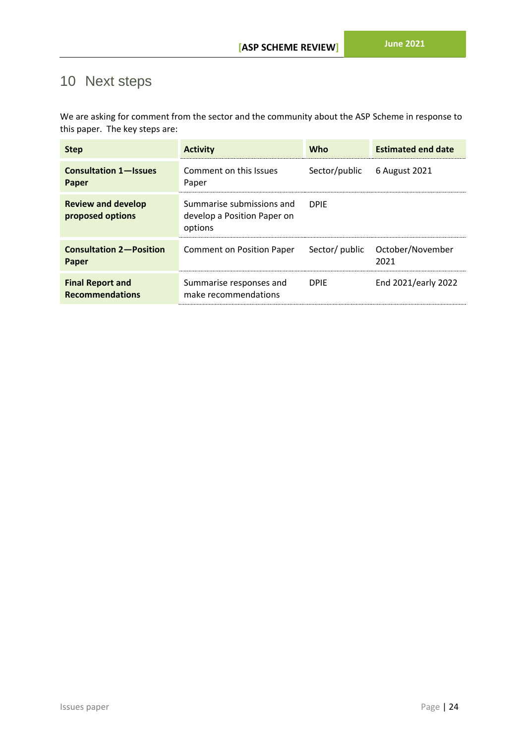# 10 Next steps

We are asking for comment from the sector and the community about the ASP Scheme in response to this paper. The key steps are:

| Step | Activity | Who | Estimated end date |
| --- | --- | --- | --- |
| **Consultation 1—Issues Paper** | Comment on this Issues Paper | Sector/public | 6 August 2021 |
| **Review and develop proposed options** | Summarise submissions and develop a Position Paper on options | DPIE | |
| **Consultation 2—Position Paper** | Comment on Position Paper | Sector/ public | October/November 2021 |
| **Final Report and Recommendations** | Summarise responses and make recommendations | DPIE | End 2021/early 2022 |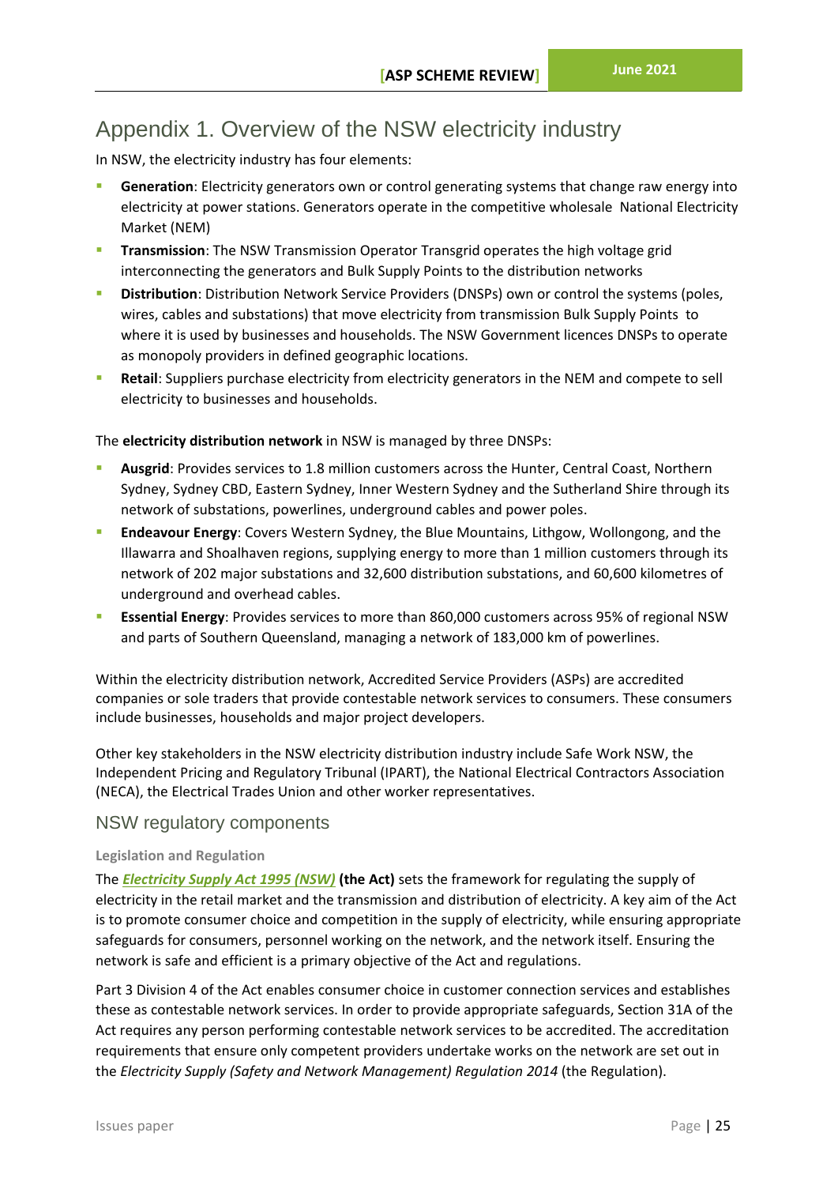# Appendix 1. Overview of the NSW electricity industry

In NSW, the electricity industry has four elements:

- **Generation**: Electricity generators own or control generating systems that change raw energy into electricity at power stations. Generators operate in the competitive wholesale National Electricity Market (NEM)
- **Transmission**: The NSW Transmission Operator Transgrid operates the high voltage grid interconnecting the generators and Bulk Supply Points to the distribution networks
- **Distribution**: Distribution Network Service Providers (DNSPs) own or control the systems (poles, wires, cables and substations) that move electricity from transmission Bulk Supply Points to where it is used by businesses and households. The NSW Government licences DNSPs to operate as monopoly providers in defined geographic locations.
- **Retail**: Suppliers purchase electricity from electricity generators in the NEM and compete to sell electricity to businesses and households.

The **electricity distribution network** in NSW is managed by three DNSPs:

- **Ausgrid**: Provides services to 1.8 million customers across the Hunter, Central Coast, Northern Sydney, Sydney CBD, Eastern Sydney, Inner Western Sydney and the Sutherland Shire through its network of substations, powerlines, underground cables and power poles.
- **Endeavour Energy**: Covers Western Sydney, the Blue Mountains, Lithgow, Wollongong, and the Illawarra and Shoalhaven regions, supplying energy to more than 1 million customers through its network of 202 major substations and 32,600 distribution substations, and 60,600 kilometres of underground and overhead cables.
- **Essential Energy**: Provides services to more than 860,000 customers across 95% of regional NSW and parts of Southern Queensland, managing a network of 183,000 km of powerlines.

Within the electricity distribution network, Accredited Service Providers (ASPs) are accredited companies or sole traders that provide contestable network services to consumers. These consumers include businesses, households and major project developers.

Other key stakeholders in the NSW electricity distribution industry include Safe Work NSW, the Independent Pricing and Regulatory Tribunal (IPART), the National Electrical Contractors Association (NECA), the Electrical Trades Union and other worker representatives.

## NSW regulatory components

### Legislation and Regulation

The ***Electricity Supply Act 1995 (NSW)*** **(the Act)** sets the framework for regulating the supply of electricity in the retail market and the transmission and distribution of electricity. A key aim of the Act is to promote consumer choice and competition in the supply of electricity, while ensuring appropriate safeguards for consumers, personnel working on the network, and the network itself. Ensuring the network is safe and efficient is a primary objective of the Act and regulations.

Part 3 Division 4 of the Act enables consumer choice in customer connection services and establishes these as contestable network services. In order to provide appropriate safeguards, Section 31A of the Act requires any person performing contestable network services to be accredited. The accreditation requirements that ensure only competent providers undertake works on the network are set out in the *Electricity Supply (Safety and Network Management) Regulation 2014* (the Regulation).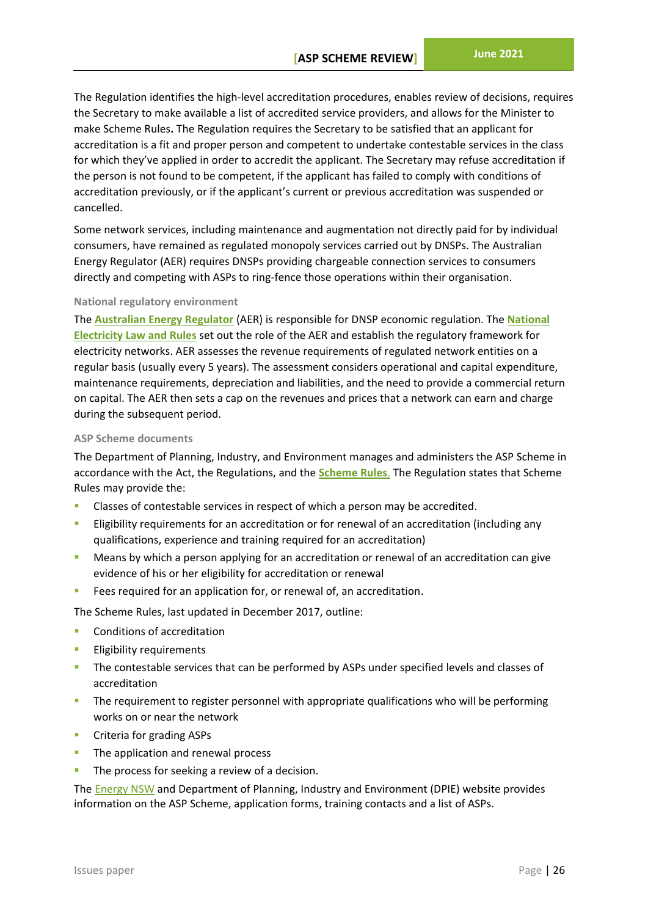The Regulation identifies the high-level accreditation procedures, enables review of decisions, requires the Secretary to make available a list of accredited service providers, and allows for the Minister to make Scheme Rules**.** The Regulation requires the Secretary to be satisfied that an applicant for accreditation is a fit and proper person and competent to undertake contestable services in the class for which they've applied in order to accredit the applicant. The Secretary may refuse accreditation if the person is not found to be competent, if the applicant has failed to comply with conditions of accreditation previously, or if the applicant's current or previous accreditation was suspended or cancelled.

Some network services, including maintenance and augmentation not directly paid for by individual consumers, have remained as regulated monopoly services carried out by DNSPs. The Australian Energy Regulator (AER) requires DNSPs providing chargeable connection services to consumers directly and competing with ASPs to ring-fence those operations within their organisation.

#### National regulatory environment

The **Australian Energy Regulator** (AER) is responsible for DNSP economic regulation. The **National Electricity Law and Rules** set out the role of the AER and establish the regulatory framework for electricity networks. AER assesses the revenue requirements of regulated network entities on a regular basis (usually every 5 years). The assessment considers operational and capital expenditure, maintenance requirements, depreciation and liabilities, and the need to provide a commercial return on capital. The AER then sets a cap on the revenues and prices that a network can earn and charge during the subsequent period.

#### ASP Scheme documents

The Department of Planning, Industry, and Environment manages and administers the ASP Scheme in accordance with the Act, the Regulations, and the **Scheme Rules**. The Regulation states that Scheme Rules may provide the:

- Classes of contestable services in respect of which a person may be accredited.
- Eligibility requirements for an accreditation or for renewal of an accreditation (including any qualifications, experience and training required for an accreditation)
- Means by which a person applying for an accreditation or renewal of an accreditation can give evidence of his or her eligibility for accreditation or renewal
- Fees required for an application for, or renewal of, an accreditation.

The Scheme Rules, last updated in December 2017, outline:

- Conditions of accreditation
- Eligibility requirements
- The contestable services that can be performed by ASPs under specified levels and classes of accreditation
- The requirement to register personnel with appropriate qualifications who will be performing works on or near the network
- Criteria for grading ASPs
- The application and renewal process
- The process for seeking a review of a decision.

The Energy NSW and Department of Planning, Industry and Environment (DPIE) website provides information on the ASP Scheme, application forms, training contacts and a list of ASPs.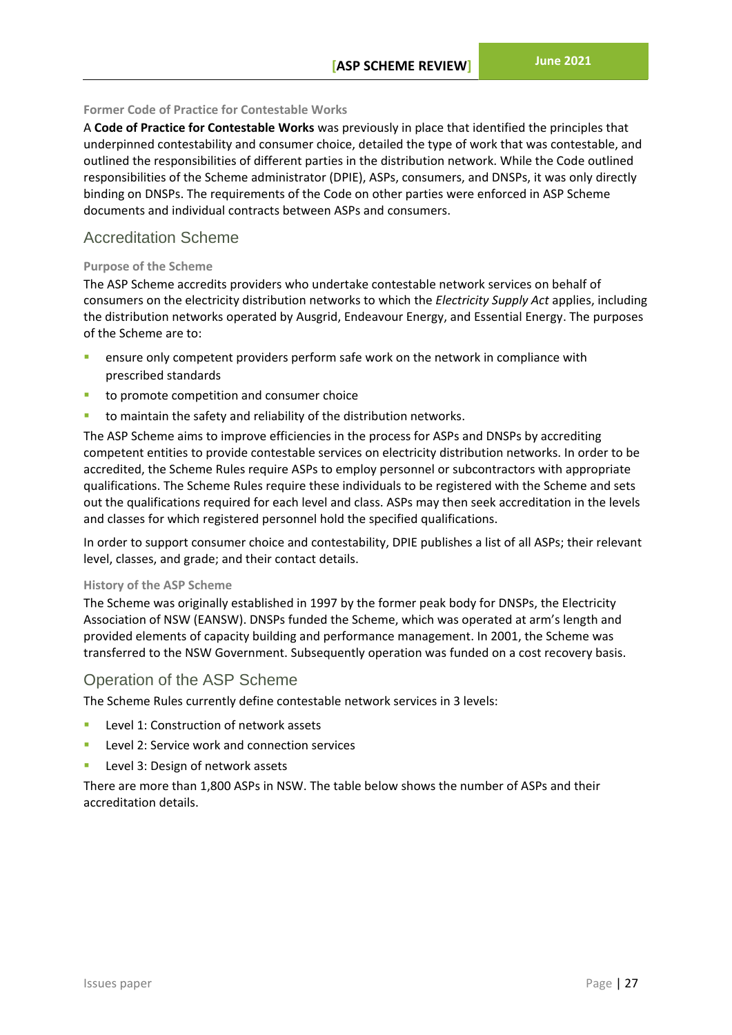### Former Code of Practice for Contestable Works

A **Code of Practice for Contestable Works** was previously in place that identified the principles that underpinned contestability and consumer choice, detailed the type of work that was contestable, and outlined the responsibilities of different parties in the distribution network. While the Code outlined responsibilities of the Scheme administrator (DPIE), ASPs, consumers, and DNSPs, it was only directly binding on DNSPs. The requirements of the Code on other parties were enforced in ASP Scheme documents and individual contracts between ASPs and consumers.

## Accreditation Scheme

### Purpose of the Scheme

The ASP Scheme accredits providers who undertake contestable network services on behalf of consumers on the electricity distribution networks to which the *Electricity Supply Act* applies, including the distribution networks operated by Ausgrid, Endeavour Energy, and Essential Energy. The purposes of the Scheme are to:

- ensure only competent providers perform safe work on the network in compliance with prescribed standards
- to promote competition and consumer choice
- to maintain the safety and reliability of the distribution networks.

The ASP Scheme aims to improve efficiencies in the process for ASPs and DNSPs by accrediting competent entities to provide contestable services on electricity distribution networks. In order to be accredited, the Scheme Rules require ASPs to employ personnel or subcontractors with appropriate qualifications. The Scheme Rules require these individuals to be registered with the Scheme and sets out the qualifications required for each level and class. ASPs may then seek accreditation in the levels and classes for which registered personnel hold the specified qualifications.

In order to support consumer choice and contestability, DPIE publishes a list of all ASPs; their relevant level, classes, and grade; and their contact details.

### History of the ASP Scheme

The Scheme was originally established in 1997 by the former peak body for DNSPs, the Electricity Association of NSW (EANSW). DNSPs funded the Scheme, which was operated at arm's length and provided elements of capacity building and performance management. In 2001, the Scheme was transferred to the NSW Government. Subsequently operation was funded on a cost recovery basis.

## Operation of the ASP Scheme

The Scheme Rules currently define contestable network services in 3 levels:

- Level 1: Construction of network assets
- Level 2: Service work and connection services
- Level 3: Design of network assets

There are more than 1,800 ASPs in NSW. The table below shows the number of ASPs and their accreditation details.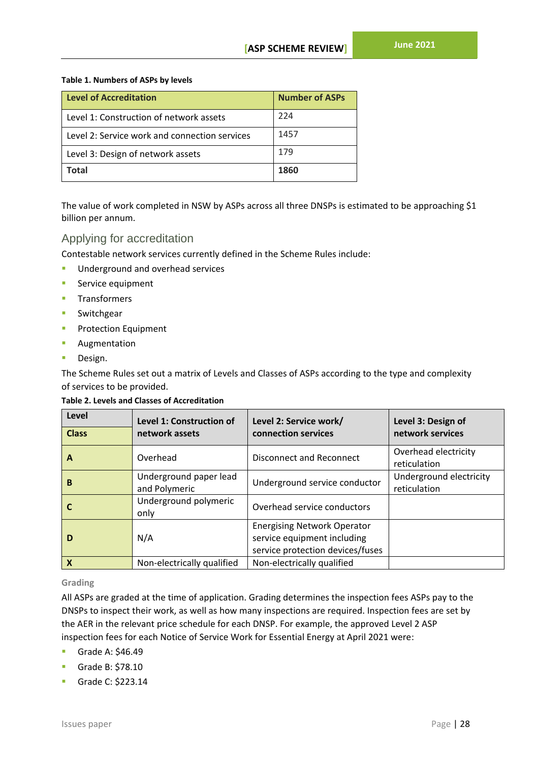**Table 1. Numbers of ASPs by levels**

| Level of Accreditation | Number of ASPs |
|---|---|
| Level 1: Construction of network assets | 224 |
| Level 2: Service work and connection services | 1457 |
| Level 3: Design of network assets | 179 |
| **Total** | **1860** |

The value of work completed in NSW by ASPs across all three DNSPs is estimated to be approaching $1 billion per annum.

## Applying for accreditation

Contestable network services currently defined in the Scheme Rules include:

- Underground and overhead services
- Service equipment
- Transformers
- Switchgear
- Protection Equipment
- Augmentation
- Design.

The Scheme Rules set out a matrix of Levels and Classes of ASPs according to the type and complexity of services to be provided.

**Table 2. Levels and Classes of Accreditation**

| Level / Class | Level 1: Construction of network assets | Level 2: Service work/ connection services | Level 3: Design of network services |
|---|---|---|---|
| **A** | Overhead | Disconnect and Reconnect | Overhead electricity reticulation |
| **B** | Underground paper lead and Polymeric | Underground service conductor | Underground electricity reticulation |
| **C** | Underground polymeric only | Overhead service conductors | |
| **D** | N/A | Energising Network Operator service equipment including service protection devices/fuses | |
| **X** | Non-electrically qualified | Non-electrically qualified | |

### Grading

All ASPs are graded at the time of application. Grading determines the inspection fees ASPs pay to the DNSPs to inspect their work, as well as how many inspections are required. Inspection fees are set by the AER in the relevant price schedule for each DNSP. For example, the approved Level 2 ASP inspection fees for each Notice of Service Work for Essential Energy at April 2021 were:

- Grade A: $46.49
- Grade B: $78.10
- Grade C: $223.14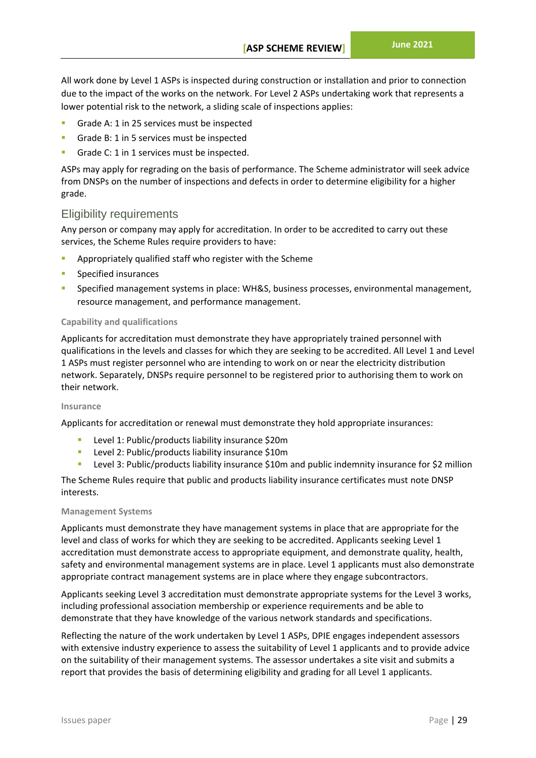All work done by Level 1 ASPs is inspected during construction or installation and prior to connection due to the impact of the works on the network. For Level 2 ASPs undertaking work that represents a lower potential risk to the network, a sliding scale of inspections applies:

- Grade A: 1 in 25 services must be inspected
- Grade B: 1 in 5 services must be inspected
- Grade C: 1 in 1 services must be inspected.

ASPs may apply for regrading on the basis of performance. The Scheme administrator will seek advice from DNSPs on the number of inspections and defects in order to determine eligibility for a higher grade.

## Eligibility requirements

Any person or company may apply for accreditation. In order to be accredited to carry out these services, the Scheme Rules require providers to have:

- Appropriately qualified staff who register with the Scheme
- Specified insurances
- Specified management systems in place: WH&S, business processes, environmental management, resource management, and performance management.

#### Capability and qualifications

Applicants for accreditation must demonstrate they have appropriately trained personnel with qualifications in the levels and classes for which they are seeking to be accredited. All Level 1 and Level 1 ASPs must register personnel who are intending to work on or near the electricity distribution network. Separately, DNSPs require personnel to be registered prior to authorising them to work on their network.

#### Insurance

Applicants for accreditation or renewal must demonstrate they hold appropriate insurances:

- Level 1: Public/products liability insurance $20m
- Level 2: Public/products liability insurance $10m
- Level 3: Public/products liability insurance $10m and public indemnity insurance for $2 million

The Scheme Rules require that public and products liability insurance certificates must note DNSP interests.

#### Management Systems

Applicants must demonstrate they have management systems in place that are appropriate for the level and class of works for which they are seeking to be accredited. Applicants seeking Level 1 accreditation must demonstrate access to appropriate equipment, and demonstrate quality, health, safety and environmental management systems are in place. Level 1 applicants must also demonstrate appropriate contract management systems are in place where they engage subcontractors.

Applicants seeking Level 3 accreditation must demonstrate appropriate systems for the Level 3 works, including professional association membership or experience requirements and be able to demonstrate that they have knowledge of the various network standards and specifications.

Reflecting the nature of the work undertaken by Level 1 ASPs, DPIE engages independent assessors with extensive industry experience to assess the suitability of Level 1 applicants and to provide advice on the suitability of their management systems. The assessor undertakes a site visit and submits a report that provides the basis of determining eligibility and grading for all Level 1 applicants.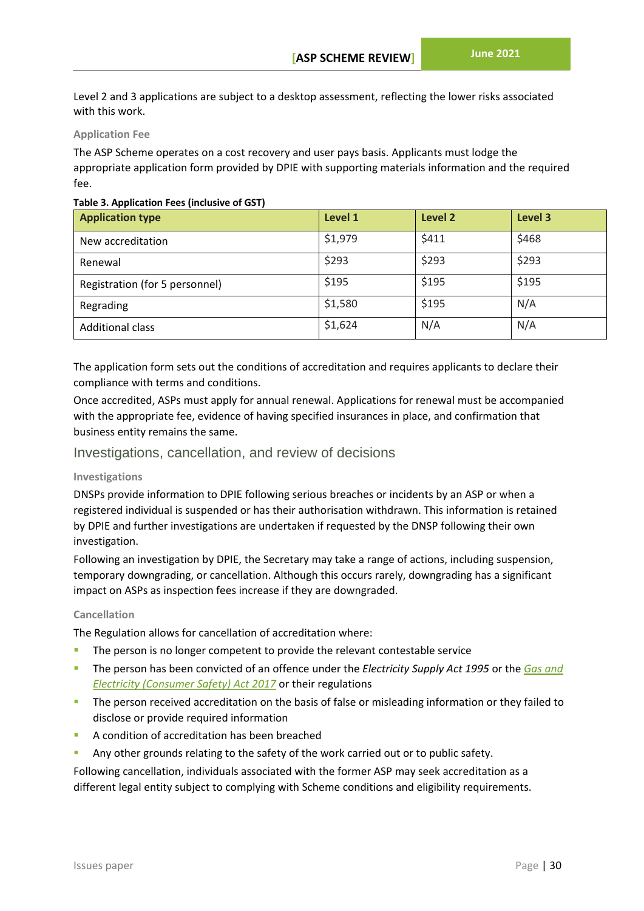Level 2 and 3 applications are subject to a desktop assessment, reflecting the lower risks associated with this work.

#### Application Fee

The ASP Scheme operates on a cost recovery and user pays basis. Applicants must lodge the appropriate application form provided by DPIE with supporting materials information and the required fee.

**Table 3. Application Fees (inclusive of GST)**

| Application type | Level 1 | Level 2 | Level 3 |
| --- | --- | --- | --- |
| New accreditation | $1,979 | $411 | $468 |
| Renewal | $293 | $293 | $293 |
| Registration (for 5 personnel) | $195 | $195 | $195 |
| Regrading | $1,580 | $195 | N/A |
| Additional class | $1,624 | N/A | N/A |

The application form sets out the conditions of accreditation and requires applicants to declare their compliance with terms and conditions.

Once accredited, ASPs must apply for annual renewal. Applications for renewal must be accompanied with the appropriate fee, evidence of having specified insurances in place, and confirmation that business entity remains the same.

## Investigations, cancellation, and review of decisions

#### Investigations

DNSPs provide information to DPIE following serious breaches or incidents by an ASP or when a registered individual is suspended or has their authorisation withdrawn. This information is retained by DPIE and further investigations are undertaken if requested by the DNSP following their own investigation.

Following an investigation by DPIE, the Secretary may take a range of actions, including suspension, temporary downgrading, or cancellation. Although this occurs rarely, downgrading has a significant impact on ASPs as inspection fees increase if they are downgraded.

#### Cancellation

The Regulation allows for cancellation of accreditation where:

- The person is no longer competent to provide the relevant contestable service
- The person has been convicted of an offence under the *Electricity Supply Act 1995* or the *Gas and Electricity (Consumer Safety) Act 2017* or their regulations
- The person received accreditation on the basis of false or misleading information or they failed to disclose or provide required information
- A condition of accreditation has been breached
- Any other grounds relating to the safety of the work carried out or to public safety.

Following cancellation, individuals associated with the former ASP may seek accreditation as a different legal entity subject to complying with Scheme conditions and eligibility requirements.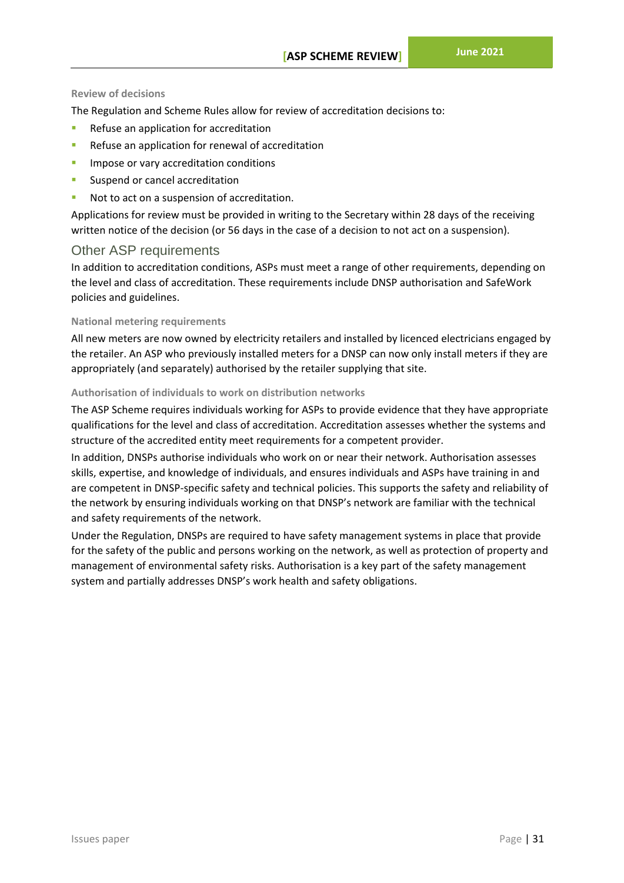#### Review of decisions

The Regulation and Scheme Rules allow for review of accreditation decisions to:

- Refuse an application for accreditation
- Refuse an application for renewal of accreditation
- Impose or vary accreditation conditions
- Suspend or cancel accreditation
- Not to act on a suspension of accreditation.

Applications for review must be provided in writing to the Secretary within 28 days of the receiving written notice of the decision (or 56 days in the case of a decision to not act on a suspension).

## Other ASP requirements

In addition to accreditation conditions, ASPs must meet a range of other requirements, depending on the level and class of accreditation. These requirements include DNSP authorisation and SafeWork policies and guidelines.

#### National metering requirements

All new meters are now owned by electricity retailers and installed by licenced electricians engaged by the retailer. An ASP who previously installed meters for a DNSP can now only install meters if they are appropriately (and separately) authorised by the retailer supplying that site.

#### Authorisation of individuals to work on distribution networks

The ASP Scheme requires individuals working for ASPs to provide evidence that they have appropriate qualifications for the level and class of accreditation. Accreditation assesses whether the systems and structure of the accredited entity meet requirements for a competent provider.

In addition, DNSPs authorise individuals who work on or near their network. Authorisation assesses skills, expertise, and knowledge of individuals, and ensures individuals and ASPs have training in and are competent in DNSP-specific safety and technical policies. This supports the safety and reliability of the network by ensuring individuals working on that DNSP's network are familiar with the technical and safety requirements of the network.

Under the Regulation, DNSPs are required to have safety management systems in place that provide for the safety of the public and persons working on the network, as well as protection of property and management of environmental safety risks. Authorisation is a key part of the safety management system and partially addresses DNSP's work health and safety obligations.